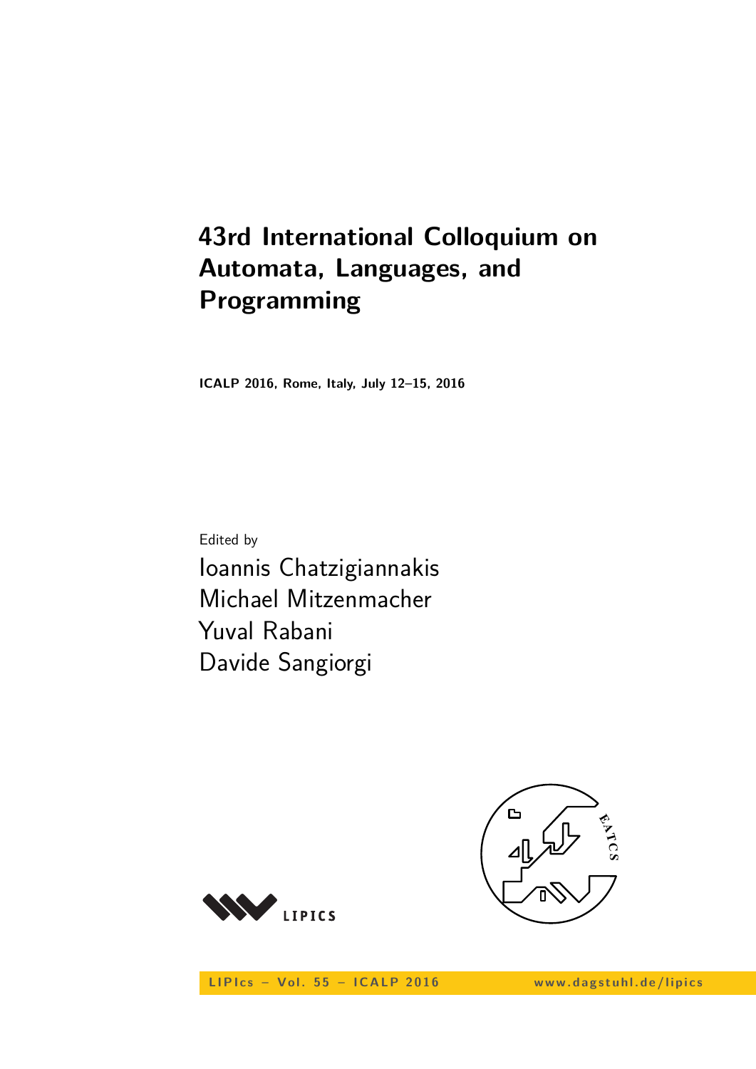# 43rd International Colloquium on Automata, Languages, and Programming

**ICALP 2016, Rome, Italy, July 12–15, 2016**

Edited by

Ioannis Chatzigiannakis
Michael Mitzenmacher
Yuval Rabani
Davide Sangiorgi

LIPIcs – Vol. 55 – ICALP 2016 www.dagstuhl.de/lipics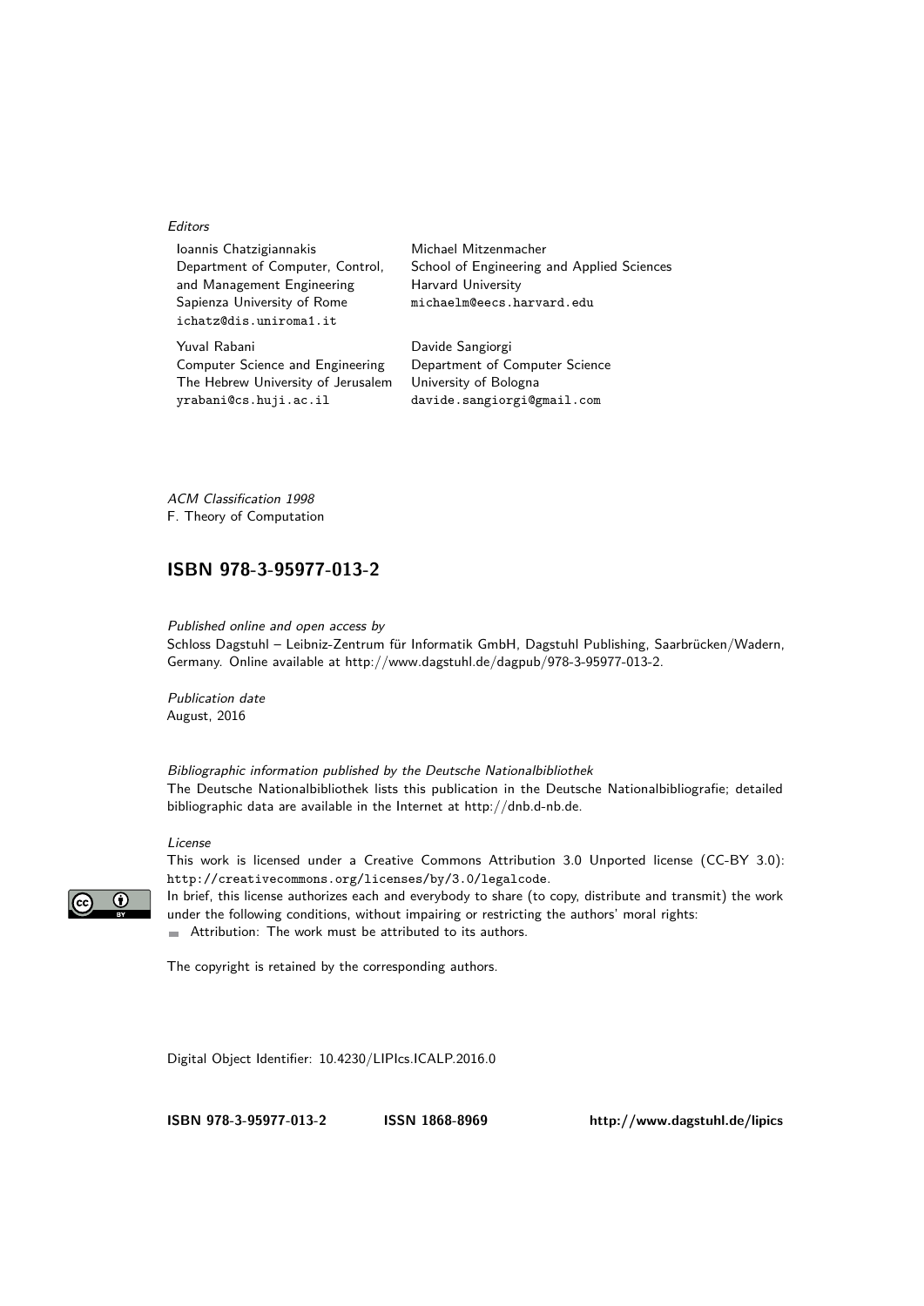*Editors*

Ioannis Chatzigiannakis
Department of Computer, Control,
and Management Engineering
Sapienza University of Rome
ichatz@dis.uniroma1.it

Michael Mitzenmacher
School of Engineering and Applied Sciences
Harvard University
michaelm@eecs.harvard.edu

Yuval Rabani
Computer Science and Engineering
The Hebrew University of Jerusalem
yrabani@cs.huji.ac.il

Davide Sangiorgi
Department of Computer Science
University of Bologna
davide.sangiorgi@gmail.com

*ACM Classification 1998*
F. Theory of Computation

## ISBN 978-3-95977-013-2

*Published online and open access by*
Schloss Dagstuhl – Leibniz-Zentrum für Informatik GmbH, Dagstuhl Publishing, Saarbrücken/Wadern, Germany. Online available at http://www.dagstuhl.de/dagpub/978-3-95977-013-2.

*Publication date*
August, 2016

*Bibliographic information published by the Deutsche Nationalbibliothek*
The Deutsche Nationalbibliothek lists this publication in the Deutsche Nationalbibliografie; detailed bibliographic data are available in the Internet at http://dnb.d-nb.de.

*License*
This work is licensed under a Creative Commons Attribution 3.0 Unported license (CC-BY 3.0): http://creativecommons.org/licenses/by/3.0/legalcode.
In brief, this license authorizes each and everybody to share (to copy, distribute and transmit) the work under the following conditions, without impairing or restricting the authors' moral rights:

- Attribution: The work must be attributed to its authors.

The copyright is retained by the corresponding authors.

Digital Object Identifier: 10.4230/LIPIcs.ICALP.2016.0

**ISBN 978-3-95977-013-2** **ISSN 1868-8969** **http://www.dagstuhl.de/lipics**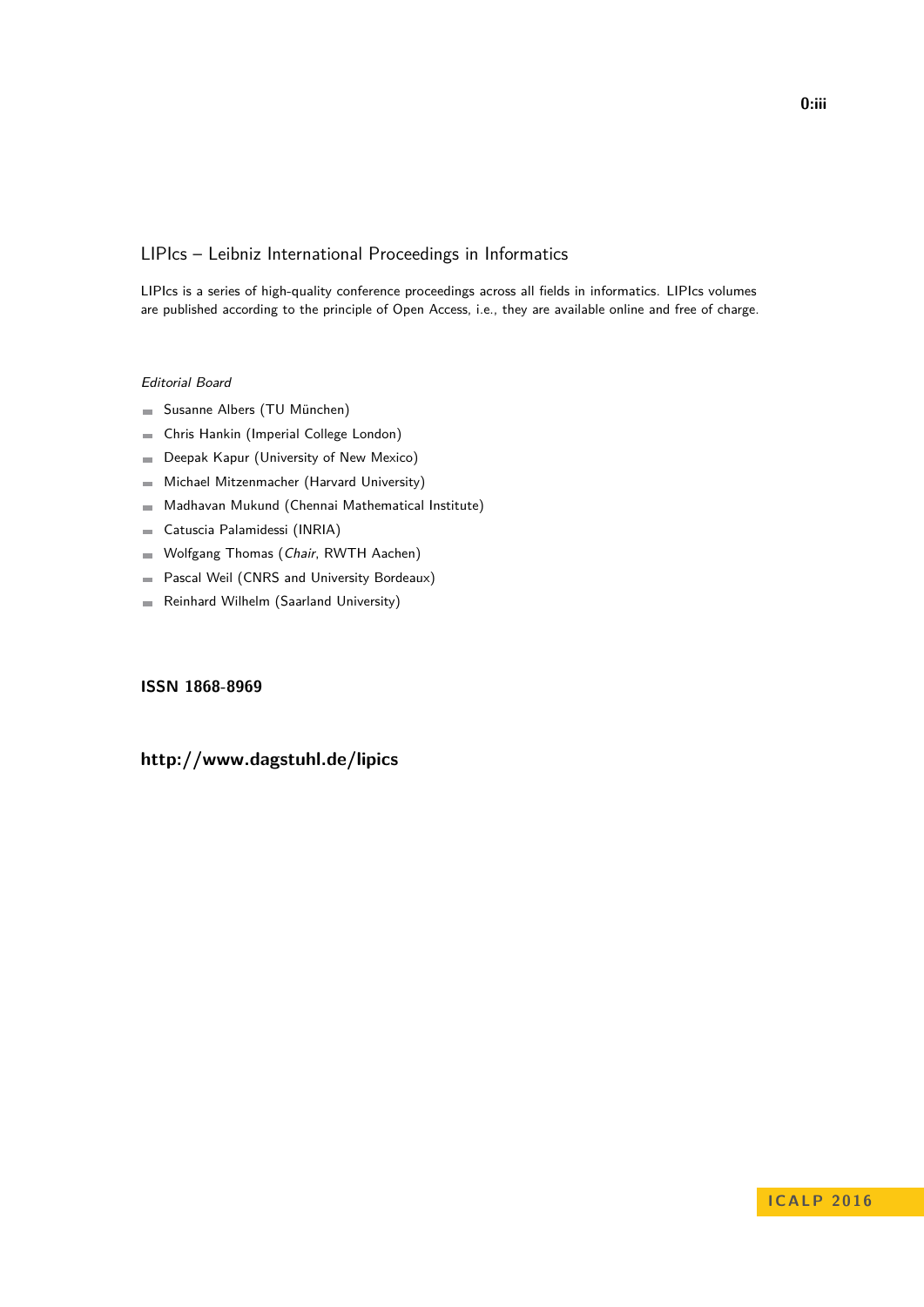## LIPIcs – Leibniz International Proceedings in Informatics

LIPIcs is a series of high-quality conference proceedings across all fields in informatics. LIPIcs volumes are published according to the principle of Open Access, i.e., they are available online and free of charge.

*Editorial Board*

- Susanne Albers (TU München)
- Chris Hankin (Imperial College London)
- Deepak Kapur (University of New Mexico)
- Michael Mitzenmacher (Harvard University)
- Madhavan Mukund (Chennai Mathematical Institute)
- Catuscia Palamidessi (INRIA)
- Wolfgang Thomas (*Chair*, RWTH Aachen)
- Pascal Weil (CNRS and University Bordeaux)
- Reinhard Wilhelm (Saarland University)

**ISSN 1868-8969**

**http://www.dagstuhl.de/lipics**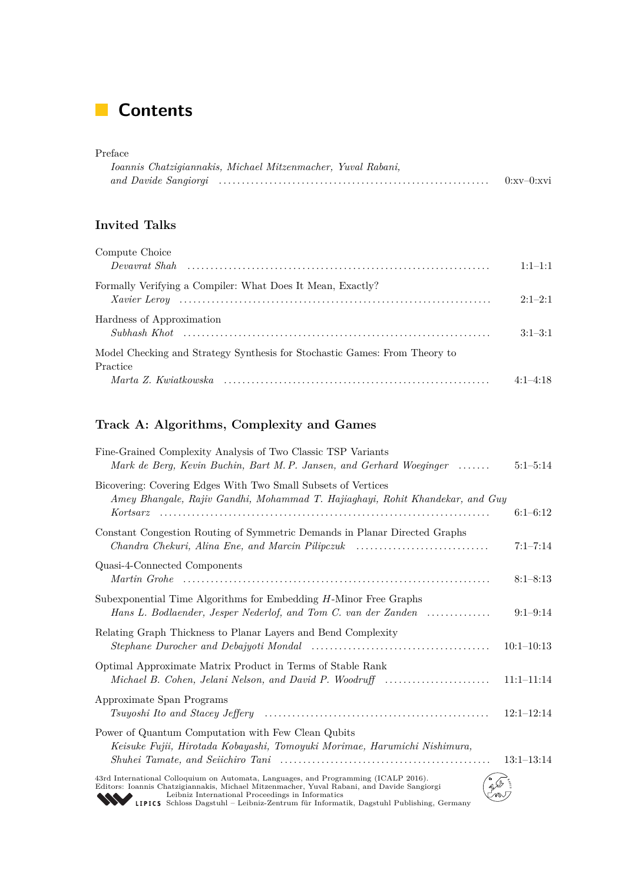# Contents

Preface
*Ioannis Chatzigiannakis, Michael Mitzenmacher, Yuval Rabani, and Davide Sangiorgi* ........ 0:xv–0:xvi

## Invited Talks

Compute Choice
*Devavrat Shah* ........ 1:1–1:1

Formally Verifying a Compiler: What Does It Mean, Exactly?
*Xavier Leroy* ........ 2:1–2:1

Hardness of Approximation
*Subhash Khot* ........ 3:1–3:1

Model Checking and Strategy Synthesis for Stochastic Games: From Theory to Practice
*Marta Z. Kwiatkowska* ........ 4:1–4:18

## Track A: Algorithms, Complexity and Games

Fine-Grained Complexity Analysis of Two Classic TSP Variants
*Mark de Berg, Kevin Buchin, Bart M. P. Jansen, and Gerhard Woeginger* ........ 5:1–5:14

Bicovering: Covering Edges With Two Small Subsets of Vertices
*Amey Bhangale, Rajiv Gandhi, Mohammad T. Hajiaghayi, Rohit Khandekar, and Guy Kortsarz* ........ 6:1–6:12

Constant Congestion Routing of Symmetric Demands in Planar Directed Graphs
*Chandra Chekuri, Alina Ene, and Marcin Pilipczuk* ........ 7:1–7:14

Quasi-4-Connected Components
*Martin Grohe* ........ 8:1–8:13

Subexponential Time Algorithms for Embedding $H$-Minor Free Graphs
*Hans L. Bodlaender, Jesper Nederlof, and Tom C. van der Zanden* ........ 9:1–9:14

Relating Graph Thickness to Planar Layers and Bend Complexity
*Stephane Durocher and Debajyoti Mondal* ........ 10:1–10:13

Optimal Approximate Matrix Product in Terms of Stable Rank
*Michael B. Cohen, Jelani Nelson, and David P. Woodruff* ........ 11:1–11:14

Approximate Span Programs
*Tsuyoshi Ito and Stacey Jeffery* ........ 12:1–12:14

Power of Quantum Computation with Few Clean Qubits
*Keisuke Fujii, Hirotada Kobayashi, Tomoyuki Morimae, Harumichi Nishimura, Shuhei Tamate, and Seiichiro Tani* ........ 13:1–13:14

43rd International Colloquium on Automata, Languages, and Programming (ICALP 2016).
Editors: Ioannis Chatzigiannakis, Michael Mitzenmacher, Yuval Rabani, and Davide Sangiorgi
Leibniz International Proceedings in Informatics
LIPICS Schloss Dagstuhl – Leibniz-Zentrum für Informatik, Dagstuhl Publishing, Germany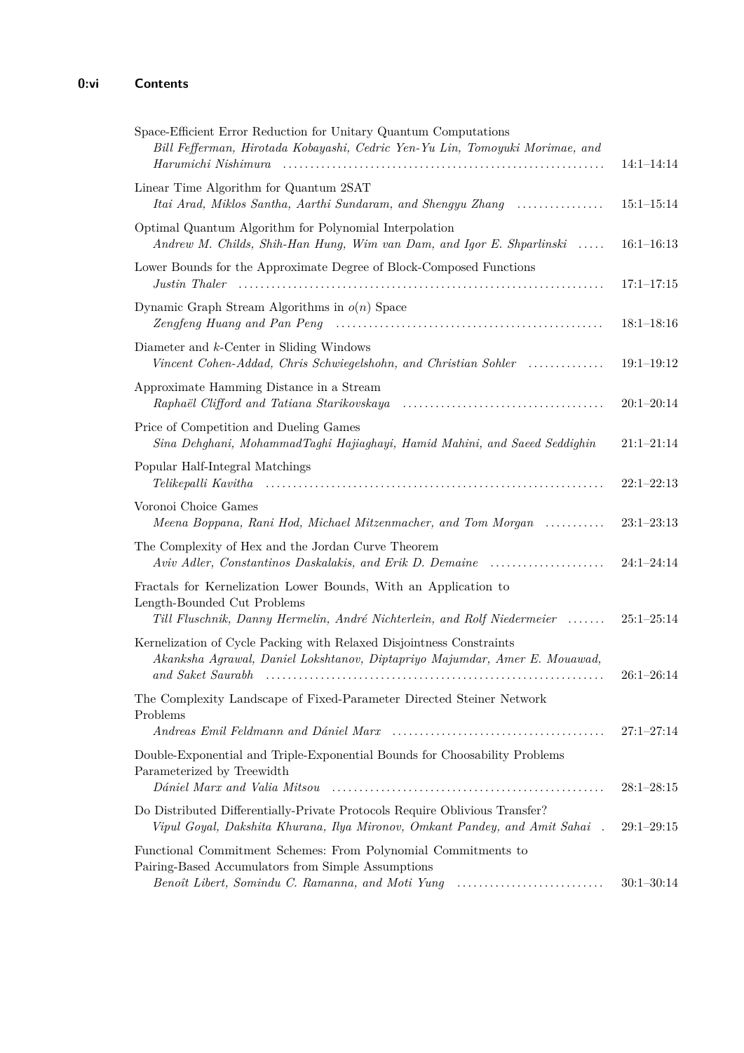Space-Efficient Error Reduction for Unitary Quantum Computations
*Bill Fefferman, Hirotada Kobayashi, Cedric Yen-Yu Lin, Tomoyuki Morimae, and Harumichi Nishimura* ........ 14:1–14:14

Linear Time Algorithm for Quantum 2SAT
*Itai Arad, Miklos Santha, Aarthi Sundaram, and Shengyu Zhang* ........ 15:1–15:14

Optimal Quantum Algorithm for Polynomial Interpolation
*Andrew M. Childs, Shih-Han Hung, Wim van Dam, and Igor E. Shparlinski* ........ 16:1–16:13

Lower Bounds for the Approximate Degree of Block-Composed Functions
*Justin Thaler* ........ 17:1–17:15

Dynamic Graph Stream Algorithms in $o(n)$ Space
*Zengfeng Huang and Pan Peng* ........ 18:1–18:16

Diameter and $k$-Center in Sliding Windows
*Vincent Cohen-Addad, Chris Schwiegelshohn, and Christian Sohler* ........ 19:1–19:12

Approximate Hamming Distance in a Stream
*Raphaël Clifford and Tatiana Starikovskaya* ........ 20:1–20:14

Price of Competition and Dueling Games
*Sina Dehghani, MohammadTaghi Hajiaghayi, Hamid Mahini, and Saeed Seddighin* 21:1–21:14

Popular Half-Integral Matchings
*Telikepalli Kavitha* ........ 22:1–22:13

Voronoi Choice Games
*Meena Boppana, Rani Hod, Michael Mitzenmacher, and Tom Morgan* ........ 23:1–23:13

The Complexity of Hex and the Jordan Curve Theorem
*Aviv Adler, Constantinos Daskalakis, and Erik D. Demaine* ........ 24:1–24:14

Fractals for Kernelization Lower Bounds, With an Application to Length-Bounded Cut Problems
*Till Fluschnik, Danny Hermelin, André Nichterlein, and Rolf Niedermeier* ........ 25:1–25:14

Kernelization of Cycle Packing with Relaxed Disjointness Constraints
*Akanksha Agrawal, Daniel Lokshtanov, Diptapriyo Majumdar, Amer E. Mouawad, and Saket Saurabh* ........ 26:1–26:14

The Complexity Landscape of Fixed-Parameter Directed Steiner Network Problems
*Andreas Emil Feldmann and Dániel Marx* ........ 27:1–27:14

Double-Exponential and Triple-Exponential Bounds for Choosability Problems Parameterized by Treewidth
*Dániel Marx and Valia Mitsou* ........ 28:1–28:15

Do Distributed Differentially-Private Protocols Require Oblivious Transfer?
*Vipul Goyal, Dakshita Khurana, Ilya Mironov, Omkant Pandey, and Amit Sahai* . 29:1–29:15

Functional Commitment Schemes: From Polynomial Commitments to Pairing-Based Accumulators from Simple Assumptions
*Benoît Libert, Somindu C. Ramanna, and Moti Yung* ........ 30:1–30:14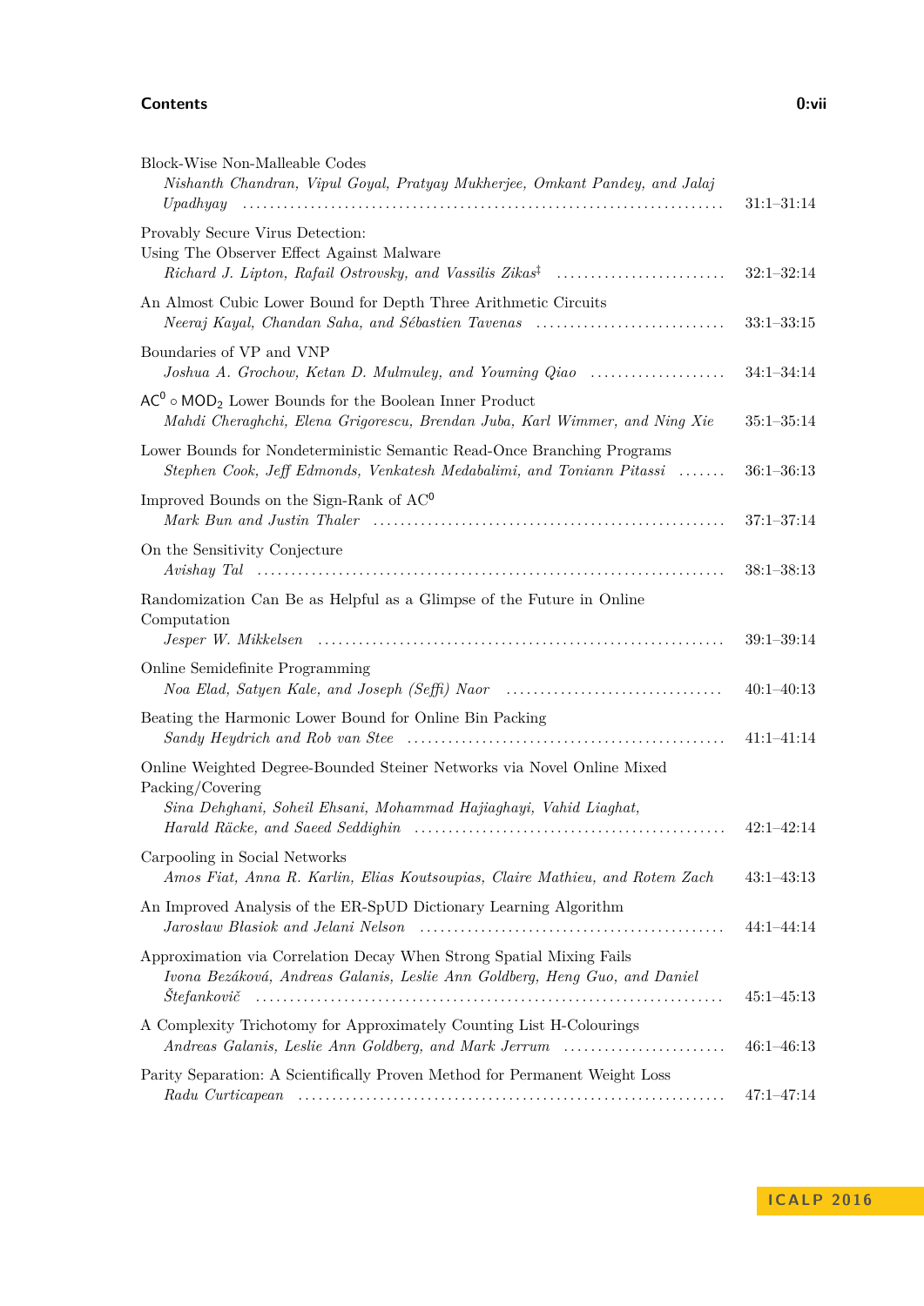Block-Wise Non-Malleable Codes
*Nishanth Chandran, Vipul Goyal, Pratyay Mukherjee, Omkant Pandey, and Jalaj Upadhyay* ........ 31:1–31:14

Provably Secure Virus Detection: Using The Observer Effect Against Malware
*Richard J. Lipton, Rafail Ostrovsky, and Vassilis Zikas*[‡] ........ 32:1–32:14

An Almost Cubic Lower Bound for Depth Three Arithmetic Circuits
*Neeraj Kayal, Chandan Saha, and Sébastien Tavenas* ........ 33:1–33:15

Boundaries of VP and VNP
*Joshua A. Grochow, Ketan D. Mulmuley, and Youming Qiao* ........ 34:1–34:14

$\mathsf{AC}^0 \circ \mathsf{MOD}_2$ Lower Bounds for the Boolean Inner Product
*Mahdi Cheraghchi, Elena Grigorescu, Brendan Juba, Karl Wimmer, and Ning Xie* ........ 35:1–35:14

Lower Bounds for Nondeterministic Semantic Read-Once Branching Programs
*Stephen Cook, Jeff Edmonds, Venkatesh Medabalimi, and Toniann Pitassi* ........ 36:1–36:13

Improved Bounds on the Sign-Rank of $\mathrm{AC}^0$
*Mark Bun and Justin Thaler* ........ 37:1–37:14

On the Sensitivity Conjecture
*Avishay Tal* ........ 38:1–38:13

Randomization Can Be as Helpful as a Glimpse of the Future in Online Computation
*Jesper W. Mikkelsen* ........ 39:1–39:14

Online Semidefinite Programming
*Noa Elad, Satyen Kale, and Joseph (Seffi) Naor* ........ 40:1–40:13

Beating the Harmonic Lower Bound for Online Bin Packing
*Sandy Heydrich and Rob van Stee* ........ 41:1–41:14

Online Weighted Degree-Bounded Steiner Networks via Novel Online Mixed Packing/Covering
*Sina Dehghani, Soheil Ehsani, Mohammad Hajiaghayi, Vahid Liaghat, Harald Räcke, and Saeed Seddighin* ........ 42:1–42:14

Carpooling in Social Networks
*Amos Fiat, Anna R. Karlin, Elias Koutsoupias, Claire Mathieu, and Rotem Zach* ........ 43:1–43:13

An Improved Analysis of the ER-SpUD Dictionary Learning Algorithm
*Jarosław Błasiok and Jelani Nelson* ........ 44:1–44:14

Approximation via Correlation Decay When Strong Spatial Mixing Fails
*Ivona Bezáková, Andreas Galanis, Leslie Ann Goldberg, Heng Guo, and Daniel Štefankovič* ........ 45:1–45:13

A Complexity Trichotomy for Approximately Counting List H-Colourings
*Andreas Galanis, Leslie Ann Goldberg, and Mark Jerrum* ........ 46:1–46:13

Parity Separation: A Scientifically Proven Method for Permanent Weight Loss
*Radu Curticapean* ........ 47:1–47:14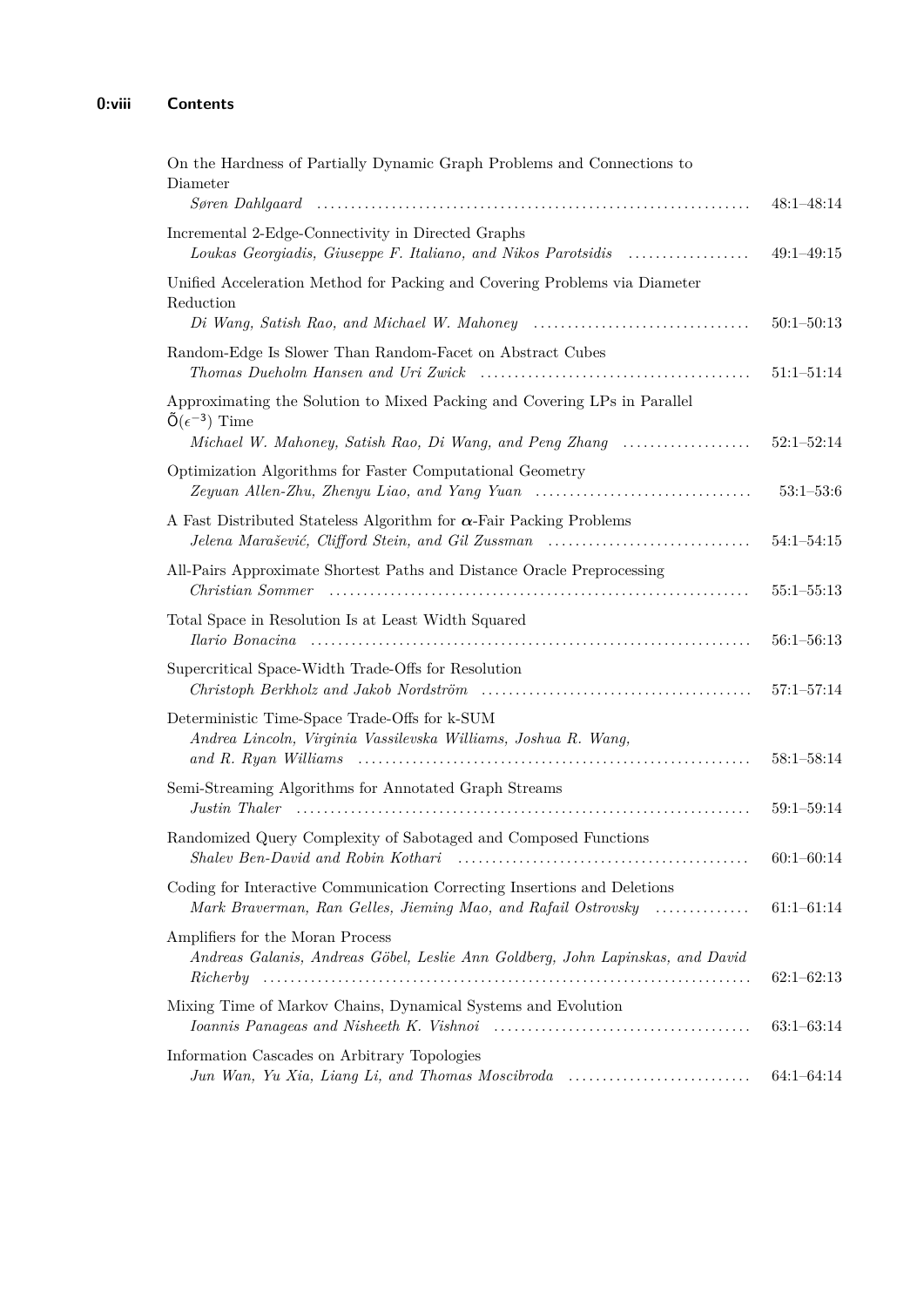On the Hardness of Partially Dynamic Graph Problems and Connections to Diameter
*Søren Dahlgaard* ............ 48:1–48:14

Incremental 2-Edge-Connectivity in Directed Graphs
*Loukas Georgiadis, Giuseppe F. Italiano, and Nikos Parotsidis* ............ 49:1–49:15

Unified Acceleration Method for Packing and Covering Problems via Diameter Reduction
*Di Wang, Satish Rao, and Michael W. Mahoney* ............ 50:1–50:13

Random-Edge Is Slower Than Random-Facet on Abstract Cubes
*Thomas Dueholm Hansen and Uri Zwick* ............ 51:1–51:14

Approximating the Solution to Mixed Packing and Covering LPs in Parallel $\tilde{O}(\epsilon^{-3})$ Time
*Michael W. Mahoney, Satish Rao, Di Wang, and Peng Zhang* ............ 52:1–52:14

Optimization Algorithms for Faster Computational Geometry
*Zeyuan Allen-Zhu, Zhenyu Liao, and Yang Yuan* ............ 53:1–53:6

A Fast Distributed Stateless Algorithm for $\alpha$-Fair Packing Problems
*Jelena Marašević, Clifford Stein, and Gil Zussman* ............ 54:1–54:15

All-Pairs Approximate Shortest Paths and Distance Oracle Preprocessing
*Christian Sommer* ............ 55:1–55:13

Total Space in Resolution Is at Least Width Squared
*Ilario Bonacina* ............ 56:1–56:13

Supercritical Space-Width Trade-Offs for Resolution
*Christoph Berkholz and Jakob Nordström* ............ 57:1–57:14

Deterministic Time-Space Trade-Offs for k-SUM
*Andrea Lincoln, Virginia Vassilevska Williams, Joshua R. Wang, and R. Ryan Williams* ............ 58:1–58:14

Semi-Streaming Algorithms for Annotated Graph Streams
*Justin Thaler* ............ 59:1–59:14

Randomized Query Complexity of Sabotaged and Composed Functions
*Shalev Ben-David and Robin Kothari* ............ 60:1–60:14

Coding for Interactive Communication Correcting Insertions and Deletions
*Mark Braverman, Ran Gelles, Jieming Mao, and Rafail Ostrovsky* ............ 61:1–61:14

Amplifiers for the Moran Process
*Andreas Galanis, Andreas Göbel, Leslie Ann Goldberg, John Lapinskas, and David Richerby* ............ 62:1–62:13

Mixing Time of Markov Chains, Dynamical Systems and Evolution
*Ioannis Panageas and Nisheeth K. Vishnoi* ............ 63:1–63:14

Information Cascades on Arbitrary Topologies
*Jun Wan, Yu Xia, Liang Li, and Thomas Moscibroda* ............ 64:1–64:14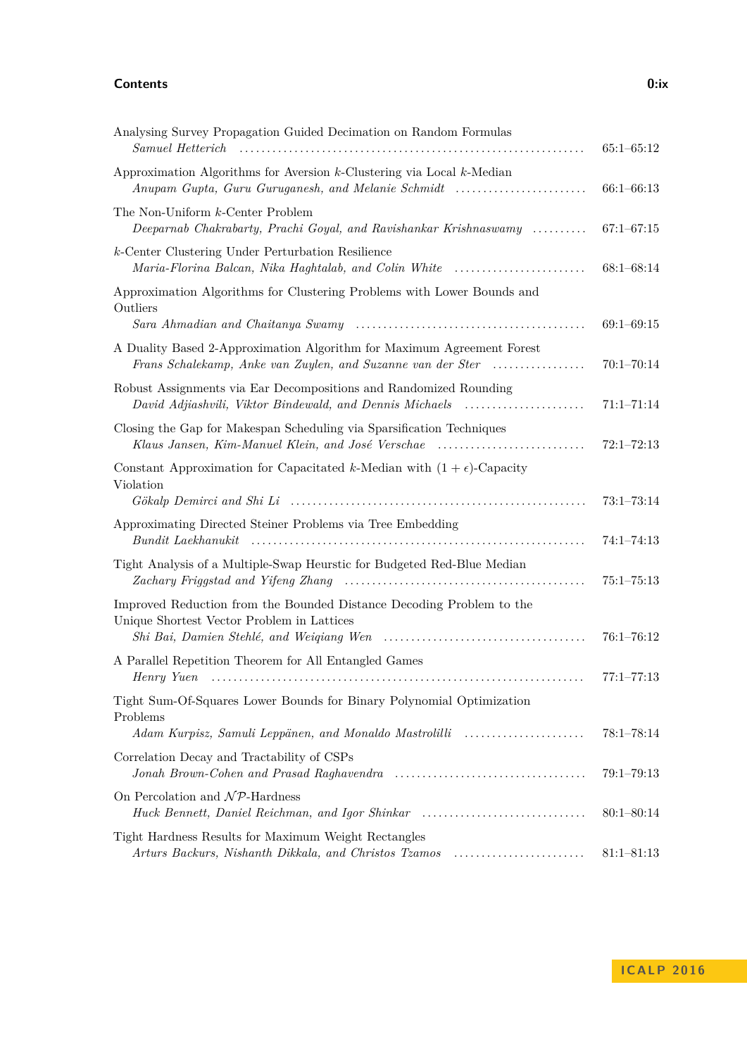Analysing Survey Propagation Guided Decimation on Random Formulas
*Samuel Hetterich* ................................................................ 65:1–65:12

Approximation Algorithms for Aversion $k$-Clustering via Local $k$-Median
*Anupam Gupta, Guru Guruganesh, and Melanie Schmidt* ........................ 66:1–66:13

The Non-Uniform $k$-Center Problem
*Deeparnab Chakrabarty, Prachi Goyal, and Ravishankar Krishnaswamy* .......... 67:1–67:15

$k$-Center Clustering Under Perturbation Resilience
*Maria-Florina Balcan, Nika Haghtalab, and Colin White* ........................ 68:1–68:14

Approximation Algorithms for Clustering Problems with Lower Bounds and Outliers
*Sara Ahmadian and Chaitanya Swamy* ........................................... 69:1–69:15

A Duality Based 2-Approximation Algorithm for Maximum Agreement Forest
*Frans Schalekamp, Anke van Zuylen, and Suzanne van der Ster* ................. 70:1–70:14

Robust Assignments via Ear Decompositions and Randomized Rounding
*David Adjiashvili, Viktor Bindewald, and Dennis Michaels* ...................... 71:1–71:14

Closing the Gap for Makespan Scheduling via Sparsification Techniques
*Klaus Jansen, Kim-Manuel Klein, and José Verschae* ........................... 72:1–72:13

Constant Approximation for Capacitated $k$-Median with $(1+\epsilon)$-Capacity Violation
*Gökalp Demirci and Shi Li* ...................................................... 73:1–73:14

Approximating Directed Steiner Problems via Tree Embedding
*Bundit Laekhanukit* ............................................................ 74:1–74:13

Tight Analysis of a Multiple-Swap Heurstic for Budgeted Red-Blue Median
*Zachary Friggstad and Yifeng Zhang* ............................................ 75:1–75:13

Improved Reduction from the Bounded Distance Decoding Problem to the Unique Shortest Vector Problem in Lattices
*Shi Bai, Damien Stehlé, and Weiqiang Wen* ...................................... 76:1–76:12

A Parallel Repetition Theorem for All Entangled Games
*Henry Yuen* .................................................................... 77:1–77:13

Tight Sum-Of-Squares Lower Bounds for Binary Polynomial Optimization Problems
*Adam Kurpisz, Samuli Leppänen, and Monaldo Mastrolilli* ...................... 78:1–78:14

Correlation Decay and Tractability of CSPs
*Jonah Brown-Cohen and Prasad Raghavendra* ...................................... 79:1–79:13

On Percolation and $\mathcal{NP}$-Hardness
*Huck Bennett, Daniel Reichman, and Igor Shinkar* .............................. 80:1–80:14

Tight Hardness Results for Maximum Weight Rectangles
*Arturs Backurs, Nishanth Dikkala, and Christos Tzamos* ........................ 81:1–81:13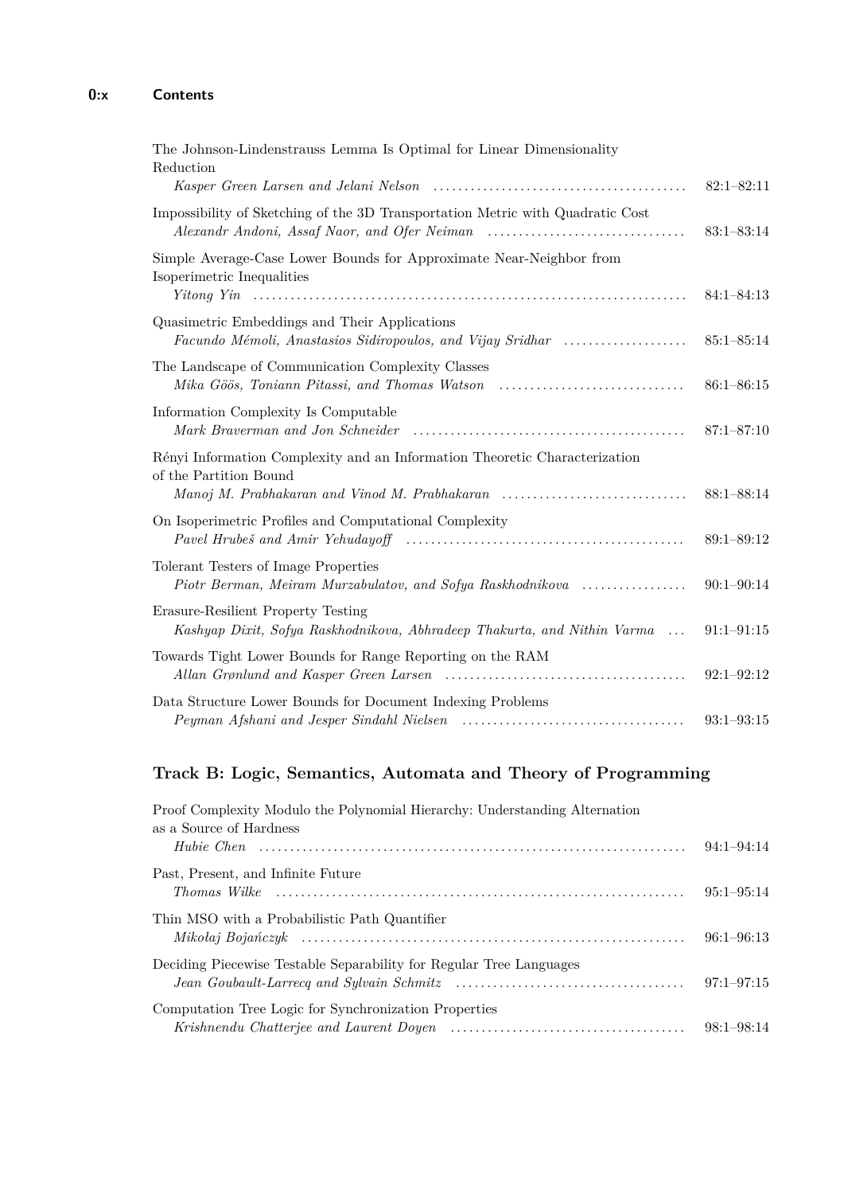The Johnson-Lindenstrauss Lemma Is Optimal for Linear Dimensionality Reduction
*Kasper Green Larsen and Jelani Nelson* ........ 82:1–82:11

Impossibility of Sketching of the 3D Transportation Metric with Quadratic Cost
*Alexandr Andoni, Assaf Naor, and Ofer Neiman* ........ 83:1–83:14

Simple Average-Case Lower Bounds for Approximate Near-Neighbor from Isoperimetric Inequalities
*Yitong Yin* ........ 84:1–84:13

Quasimetric Embeddings and Their Applications
*Facundo Mémoli, Anastasios Sidiropoulos, and Vijay Sridhar* ........ 85:1–85:14

The Landscape of Communication Complexity Classes
*Mika Göös, Toniann Pitassi, and Thomas Watson* ........ 86:1–86:15

Information Complexity Is Computable
*Mark Braverman and Jon Schneider* ........ 87:1–87:10

Rényi Information Complexity and an Information Theoretic Characterization of the Partition Bound
*Manoj M. Prabhakaran and Vinod M. Prabhakaran* ........ 88:1–88:14

On Isoperimetric Profiles and Computational Complexity
*Pavel Hrubeš and Amir Yehudayoff* ........ 89:1–89:12

Tolerant Testers of Image Properties
*Piotr Berman, Meiram Murzabulatov, and Sofya Raskhodnikova* ........ 90:1–90:14

Erasure-Resilient Property Testing
*Kashyap Dixit, Sofya Raskhodnikova, Abhradeep Thakurta, and Nithin Varma* ... 91:1–91:15

Towards Tight Lower Bounds for Range Reporting on the RAM
*Allan Grønlund and Kasper Green Larsen* ........ 92:1–92:12

Data Structure Lower Bounds for Document Indexing Problems
*Peyman Afshani and Jesper Sindahl Nielsen* ........ 93:1–93:15

## Track B: Logic, Semantics, Automata and Theory of Programming

Proof Complexity Modulo the Polynomial Hierarchy: Understanding Alternation as a Source of Hardness
*Hubie Chen* ........ 94:1–94:14

Past, Present, and Infinite Future
*Thomas Wilke* ........ 95:1–95:14

Thin MSO with a Probabilistic Path Quantifier
*Mikołaj Bojańczyk* ........ 96:1–96:13

Deciding Piecewise Testable Separability for Regular Tree Languages
*Jean Goubault-Larrecq and Sylvain Schmitz* ........ 97:1–97:15

Computation Tree Logic for Synchronization Properties
*Krishnendu Chatterjee and Laurent Doyen* ........ 98:1–98:14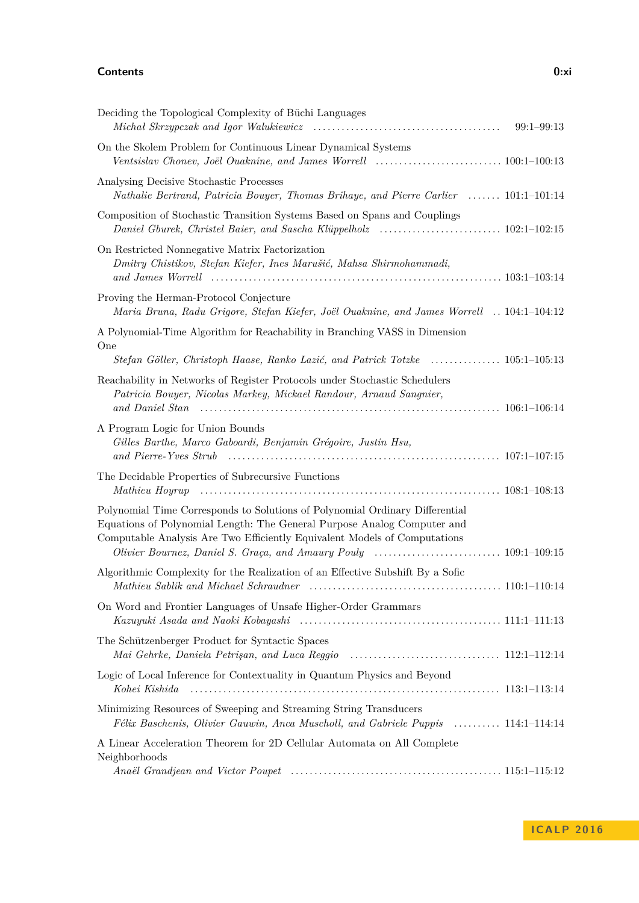Deciding the Topological Complexity of Büchi Languages
*Michał Skrzypczak and Igor Walukiewicz* ........................................ 99:1–99:13

On the Skolem Problem for Continuous Linear Dynamical Systems
*Ventsislav Chonev, Joël Ouaknine, and James Worrell* ........................... 100:1–100:13

Analysing Decisive Stochastic Processes
*Nathalie Bertrand, Patricia Bouyer, Thomas Brihaye, and Pierre Carlier* ....... 101:1–101:14

Composition of Stochastic Transition Systems Based on Spans and Couplings
*Daniel Gburek, Christel Baier, and Sascha Klüppelholz* .......................... 102:1–102:15

On Restricted Nonnegative Matrix Factorization
*Dmitry Chistikov, Stefan Kiefer, Ines Marušić, Mahsa Shirmohammadi, and James Worrell* ............................................................. 103:1–103:14

Proving the Herman-Protocol Conjecture
*Maria Bruna, Radu Grigore, Stefan Kiefer, Joël Ouaknine, and James Worrell* .. 104:1–104:12

A Polynomial-Time Algorithm for Reachability in Branching VASS in Dimension One
*Stefan Göller, Christoph Haase, Ranko Lazić, and Patrick Totzke* ............... 105:1–105:13

Reachability in Networks of Register Protocols under Stochastic Schedulers
*Patricia Bouyer, Nicolas Markey, Mickael Randour, Arnaud Sangnier, and Daniel Stan* ............................................................... 106:1–106:14

A Program Logic for Union Bounds
*Gilles Barthe, Marco Gaboardi, Benjamin Grégoire, Justin Hsu, and Pierre-Yves Strub* ......................................................... 107:1–107:15

The Decidable Properties of Subrecursive Functions
*Mathieu Hoyrup* ................................................................ 108:1–108:13

Polynomial Time Corresponds to Solutions of Polynomial Ordinary Differential Equations of Polynomial Length: The General Purpose Analog Computer and Computable Analysis Are Two Efficiently Equivalent Models of Computations
*Olivier Bournez, Daniel S. Graça, and Amaury Pouly* ........................... 109:1–109:15

Algorithmic Complexity for the Realization of an Effective Subshift By a Sofic
*Mathieu Sablik and Michael Schraudner* ........................................ 110:1–110:14

On Word and Frontier Languages of Unsafe Higher-Order Grammars
*Kazuyuki Asada and Naoki Kobayashi* ........................................... 111:1–111:13

The Schützenberger Product for Syntactic Spaces
*Mai Gehrke, Daniela Petrişan, and Luca Reggio* ................................ 112:1–112:14

Logic of Local Inference for Contextuality in Quantum Physics and Beyond
*Kohei Kishida* .................................................................. 113:1–113:14

Minimizing Resources of Sweeping and Streaming String Transducers
*Félix Baschenis, Olivier Gauwin, Anca Muscholl, and Gabriele Puppis* .......... 114:1–114:14

A Linear Acceleration Theorem for 2D Cellular Automata on All Complete Neighborhoods
*Anaël Grandjean and Victor Poupet* ............................................ 115:1–115:12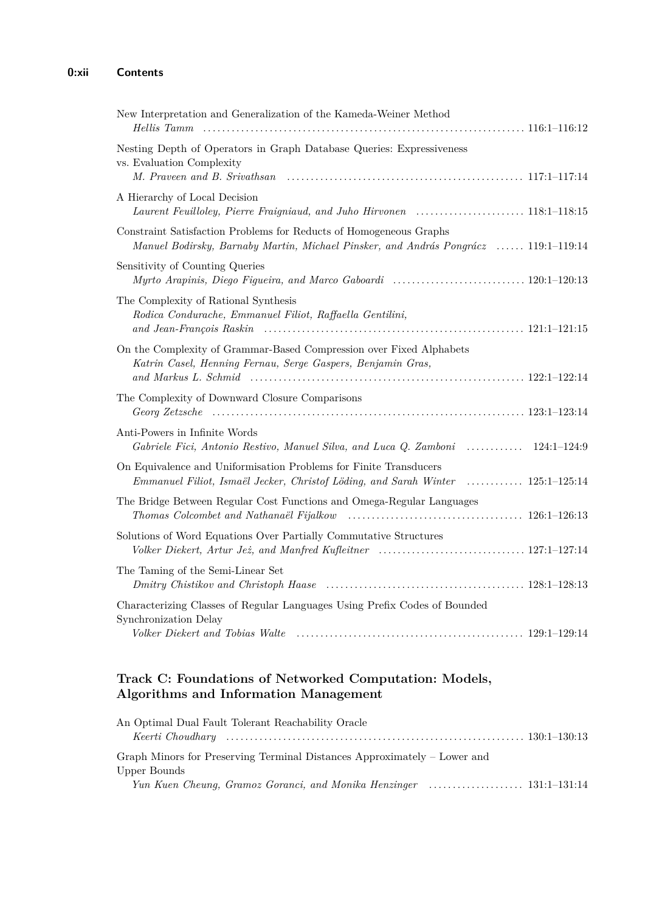New Interpretation and Generalization of the Kameda-Weiner Method
*Hellis Tamm* ........ 116:1–116:12

Nesting Depth of Operators in Graph Database Queries: Expressiveness vs. Evaluation Complexity
*M. Praveen and B. Srivathsan* ........ 117:1–117:14

A Hierarchy of Local Decision
*Laurent Feuilloley, Pierre Fraigniaud, and Juho Hirvonen* ........ 118:1–118:15

Constraint Satisfaction Problems for Reducts of Homogeneous Graphs
*Manuel Bodirsky, Barnaby Martin, Michael Pinsker, and András Pongrácz* ........ 119:1–119:14

Sensitivity of Counting Queries
*Myrto Arapinis, Diego Figueira, and Marco Gaboardi* ........ 120:1–120:13

The Complexity of Rational Synthesis
*Rodica Condurache, Emmanuel Filiot, Raffaella Gentilini, and Jean-François Raskin* ........ 121:1–121:15

On the Complexity of Grammar-Based Compression over Fixed Alphabets
*Katrin Casel, Henning Fernau, Serge Gaspers, Benjamin Gras, and Markus L. Schmid* ........ 122:1–122:14

The Complexity of Downward Closure Comparisons
*Georg Zetzsche* ........ 123:1–123:14

Anti-Powers in Infinite Words
*Gabriele Fici, Antonio Restivo, Manuel Silva, and Luca Q. Zamboni* ........ 124:1–124:9

On Equivalence and Uniformisation Problems for Finite Transducers
*Emmanuel Filiot, Ismaël Jecker, Christof Löding, and Sarah Winter* ........ 125:1–125:14

The Bridge Between Regular Cost Functions and Omega-Regular Languages
*Thomas Colcombet and Nathanaël Fijalkow* ........ 126:1–126:13

Solutions of Word Equations Over Partially Commutative Structures
*Volker Diekert, Artur Jeż, and Manfred Kufleitner* ........ 127:1–127:14

The Taming of the Semi-Linear Set
*Dmitry Chistikov and Christoph Haase* ........ 128:1–128:13

Characterizing Classes of Regular Languages Using Prefix Codes of Bounded Synchronization Delay
*Volker Diekert and Tobias Walter* ........ 129:1–129:14

## Track C: Foundations of Networked Computation: Models, Algorithms and Information Management

An Optimal Dual Fault Tolerant Reachability Oracle
*Keerti Choudhary* ........ 130:1–130:13

Graph Minors for Preserving Terminal Distances Approximately – Lower and Upper Bounds
*Yun Kuen Cheung, Gramoz Goranci, and Monika Henzinger* ........ 131:1–131:14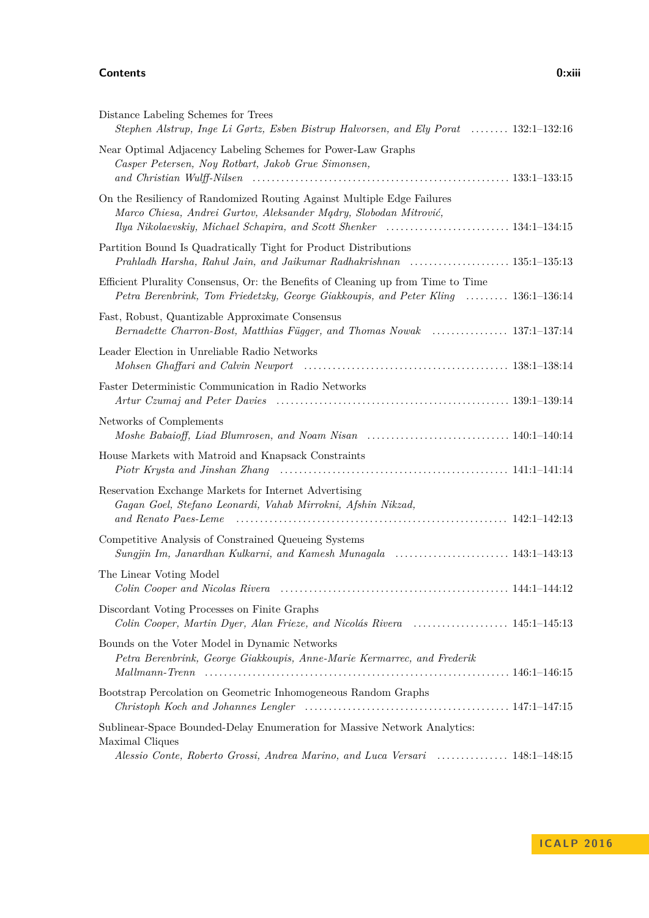Distance Labeling Schemes for Trees
*Stephen Alstrup, Inge Li Gørtz, Esben Bistrup Halvorsen, and Ely Porat* ........ 132:1–132:16

Near Optimal Adjacency Labeling Schemes for Power-Law Graphs
*Casper Petersen, Noy Rotbart, Jakob Grue Simonsen, and Christian Wulff-Nilsen* ........ 133:1–133:15

On the Resiliency of Randomized Routing Against Multiple Edge Failures
*Marco Chiesa, Andrei Gurtov, Aleksander Mądry, Slobodan Mitrović, Ilya Nikolaevskiy, Michael Schapira, and Scott Shenker* ........ 134:1–134:15

Partition Bound Is Quadratically Tight for Product Distributions
*Prahladh Harsha, Rahul Jain, and Jaikumar Radhakrishnan* ........ 135:1–135:13

Efficient Plurality Consensus, Or: the Benefits of Cleaning up from Time to Time
*Petra Berenbrink, Tom Friedetzky, George Giakkoupis, and Peter Kling* ........ 136:1–136:14

Fast, Robust, Quantizable Approximate Consensus
*Bernadette Charron-Bost, Matthias Függer, and Thomas Nowak* ........ 137:1–137:14

Leader Election in Unreliable Radio Networks
*Mohsen Ghaffari and Calvin Newport* ........ 138:1–138:14

Faster Deterministic Communication in Radio Networks
*Artur Czumaj and Peter Davies* ........ 139:1–139:14

Networks of Complements
*Moshe Babaioff, Liad Blumrosen, and Noam Nisan* ........ 140:1–140:14

House Markets with Matroid and Knapsack Constraints
*Piotr Krysta and Jinshan Zhang* ........ 141:1–141:14

Reservation Exchange Markets for Internet Advertising
*Gagan Goel, Stefano Leonardi, Vahab Mirrokni, Afshin Nikzad, and Renato Paes-Leme* ........ 142:1–142:13

Competitive Analysis of Constrained Queueing Systems
*Sungjin Im, Janardhan Kulkarni, and Kamesh Munagala* ........ 143:1–143:13

The Linear Voting Model
*Colin Cooper and Nicolas Rivera* ........ 144:1–144:12

Discordant Voting Processes on Finite Graphs
*Colin Cooper, Martin Dyer, Alan Frieze, and Nicolás Rivera* ........ 145:1–145:13

Bounds on the Voter Model in Dynamic Networks
*Petra Berenbrink, George Giakkoupis, Anne-Marie Kermarrec, and Frederik Mallmann-Trenn* ........ 146:1–146:15

Bootstrap Percolation on Geometric Inhomogeneous Random Graphs
*Christoph Koch and Johannes Lengler* ........ 147:1–147:15

Sublinear-Space Bounded-Delay Enumeration for Massive Network Analytics: Maximal Cliques
*Alessio Conte, Roberto Grossi, Andrea Marino, and Luca Versari* ........ 148:1–148:15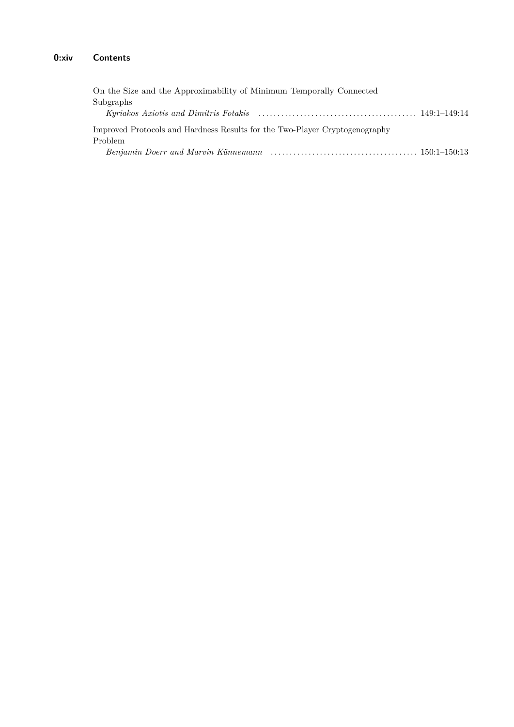On the Size and the Approximability of Minimum Temporally Connected Subgraphs
*Kyriakos Axiotis and Dimitris Fotakis* .......................................... 149:1–149:14

Improved Protocols and Hardness Results for the Two-Player Cryptogenography Problem
*Benjamin Doerr and Marvin Künnemann* ...................................... 150:1–150:13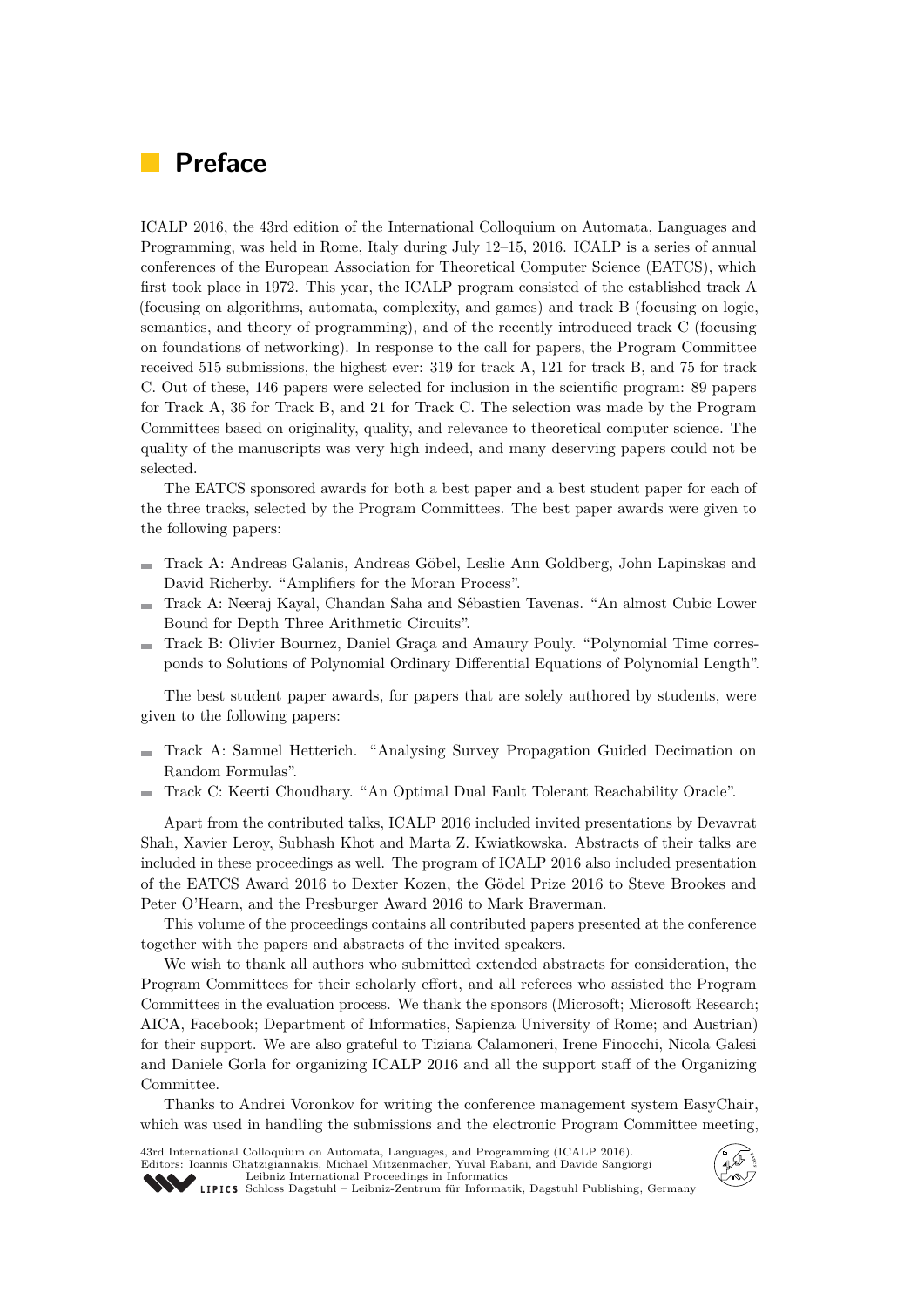# Preface

ICALP 2016, the 43rd edition of the International Colloquium on Automata, Languages and Programming, was held in Rome, Italy during July 12–15, 2016. ICALP is a series of annual conferences of the European Association for Theoretical Computer Science (EATCS), which first took place in 1972. This year, the ICALP program consisted of the established track A (focusing on algorithms, automata, complexity, and games) and track B (focusing on logic, semantics, and theory of programming), and of the recently introduced track C (focusing on foundations of networking). In response to the call for papers, the Program Committee received 515 submissions, the highest ever: 319 for track A, 121 for track B, and 75 for track C. Out of these, 146 papers were selected for inclusion in the scientific program: 89 papers for Track A, 36 for Track B, and 21 for Track C. The selection was made by the Program Committees based on originality, quality, and relevance to theoretical computer science. The quality of the manuscripts was very high indeed, and many deserving papers could not be selected.

The EATCS sponsored awards for both a best paper and a best student paper for each of the three tracks, selected by the Program Committees. The best paper awards were given to the following papers:

- Track A: Andreas Galanis, Andreas Göbel, Leslie Ann Goldberg, John Lapinskas and David Richerby. "Amplifiers for the Moran Process".
- Track A: Neeraj Kayal, Chandan Saha and Sébastien Tavenas. "An almost Cubic Lower Bound for Depth Three Arithmetic Circuits".
- Track B: Olivier Bournez, Daniel Graça and Amaury Pouly. "Polynomial Time corresponds to Solutions of Polynomial Ordinary Differential Equations of Polynomial Length".

The best student paper awards, for papers that are solely authored by students, were given to the following papers:

- Track A: Samuel Hetterich. "Analysing Survey Propagation Guided Decimation on Random Formulas".
- Track C: Keerti Choudhary. "An Optimal Dual Fault Tolerant Reachability Oracle".

Apart from the contributed talks, ICALP 2016 included invited presentations by Devavrat Shah, Xavier Leroy, Subhash Khot and Marta Z. Kwiatkowska. Abstracts of their talks are included in these proceedings as well. The program of ICALP 2016 also included presentation of the EATCS Award 2016 to Dexter Kozen, the Gödel Prize 2016 to Steve Brookes and Peter O'Hearn, and the Presburger Award 2016 to Mark Braverman.

This volume of the proceedings contains all contributed papers presented at the conference together with the papers and abstracts of the invited speakers.

We wish to thank all authors who submitted extended abstracts for consideration, the Program Committees for their scholarly effort, and all referees who assisted the Program Committees in the evaluation process. We thank the sponsors (Microsoft; Microsoft Research; AICA, Facebook; Department of Informatics, Sapienza University of Rome; and Austrian) for their support. We are also grateful to Tiziana Calamoneri, Irene Finocchi, Nicola Galesi and Daniele Gorla for organizing ICALP 2016 and all the support staff of the Organizing Committee.

Thanks to Andrei Voronkov for writing the conference management system EasyChair, which was used in handling the submissions and the electronic Program Committee meeting,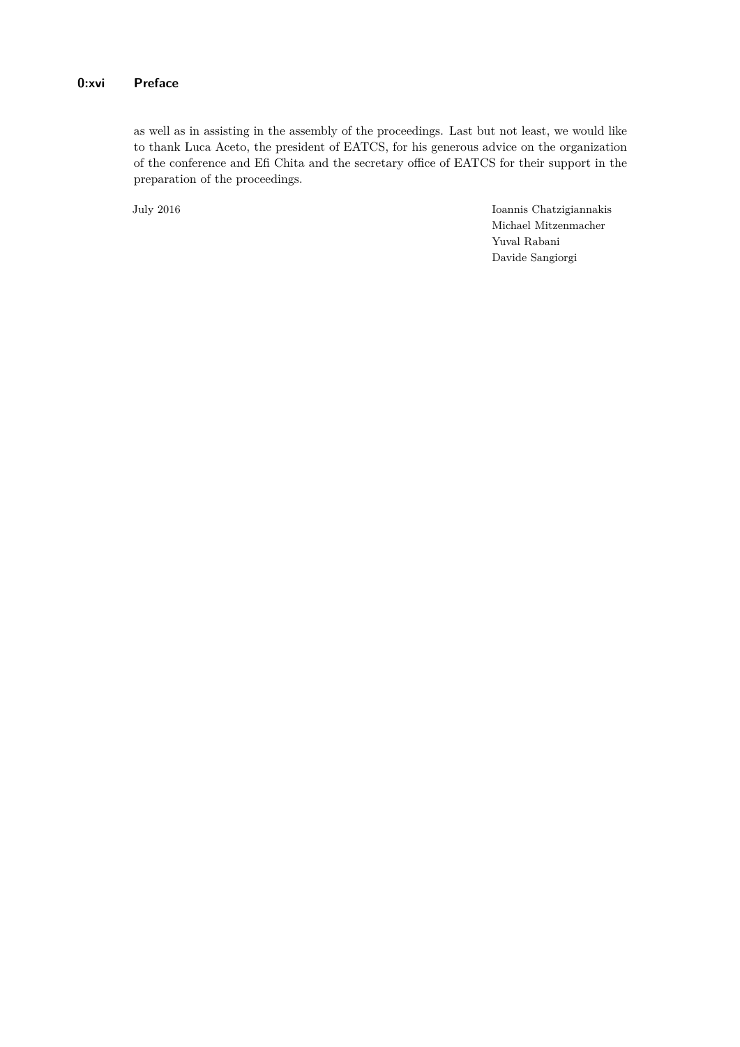as well as in assisting in the assembly of the proceedings. Last but not least, we would like to thank Luca Aceto, the president of EATCS, for his generous advice on the organization of the conference and Efi Chita and the secretary office of EATCS for their support in the preparation of the proceedings.

July 2016

Ioannis Chatzigiannakis
Michael Mitzenmacher
Yuval Rabani
Davide Sangiorgi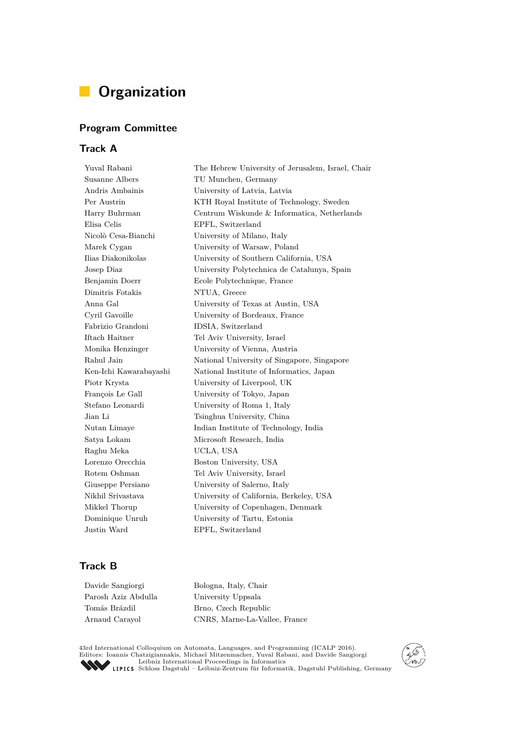# Organization

## Program Committee

### Track A

| | |
|---|---|
| Yuval Rabani | The Hebrew University of Jerusalem, Israel, Chair |
| Susanne Albers | TU Munchen, Germany |
| Andris Ambainis | University of Latvia, Latvia |
| Per Austrin | KTH Royal Institute of Technology, Sweden |
| Harry Buhrman | Centrum Wiskunde & Informatica, Netherlands |
| Elisa Celis | EPFL, Switzerland |
| Nicolò Cesa-Bianchi | University of Milano, Italy |
| Marek Cygan | University of Warsaw, Poland |
| Ilias Diakonikolas | University of Southern California, USA |
| Josep Diaz | University Polytechnica de Catalunya, Spain |
| Benjamin Doerr | Ecole Polytechnique, France |
| Dimitris Fotakis | NTUA, Greece |
| Anna Gal | University of Texas at Austin, USA |
| Cyril Gavoille | University of Bordeaux, France |
| Fabrizio Grandoni | IDSIA, Switzerland |
| Iftach Haitner | Tel Aviv University, Israel |
| Monika Henzinger | University of Vienna, Austria |
| Rahul Jain | National University of Singapore, Singapore |
| Ken-Ichi Kawarabayashi | National Institute of Informatics, Japan |
| Piotr Krysta | University of Liverpool, UK |
| François Le Gall | University of Tokyo, Japan |
| Stefano Leonardi | University of Roma 1, Italy |
| Jian Li | Tsinghua University, China |
| Nutan Limaye | Indian Institute of Technology, India |
| Satya Lokam | Microsoft Research, India |
| Raghu Meka | UCLA, USA |
| Lorenzo Orecchia | Boston University, USA |
| Rotem Oshman | Tel Aviv University, Israel |
| Giuseppe Persiano | University of Salerno, Italy |
| Nikhil Srivastava | University of California, Berkeley, USA |
| Mikkel Thorup | University of Copenhagen, Denmark |
| Dominique Unruh | University of Tartu, Estonia |
| Justin Ward | EPFL, Switzerland |

### Track B

| | |
|---|---|
| Davide Sangiorgi | Bologna, Italy, Chair |
| Parosh Aziz Abdulla | University Uppsala |
| Tomás Brázdil | Brno, Czech Republic |
| Arnaud Carayol | CNRS, Marne-La-Vallee, France |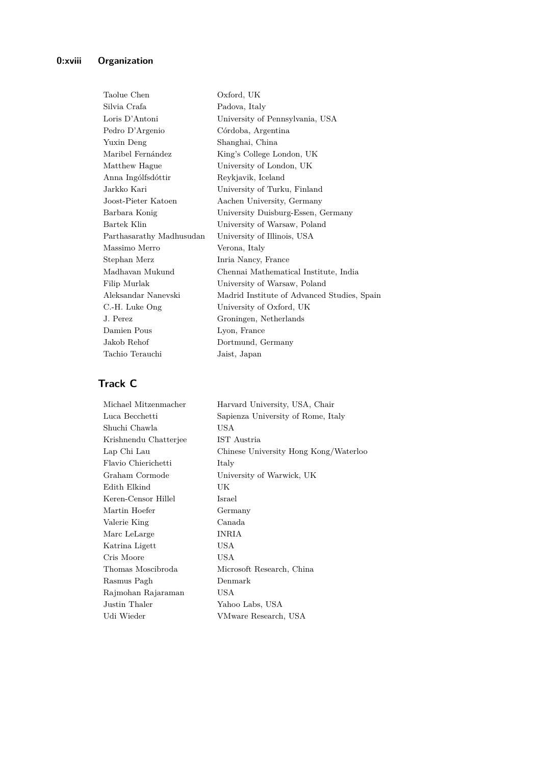| | |
|---|---|
| Taolue Chen | Oxford, UK |
| Silvia Crafa | Padova, Italy |
| Loris D'Antoni | University of Pennsylvania, USA |
| Pedro D'Argenio | Córdoba, Argentina |
| Yuxin Deng | Shanghai, China |
| Maribel Fernández | King's College London, UK |
| Matthew Hague | University of London, UK |
| Anna Ingólfsdóttir | Reykjavik, Iceland |
| Jarkko Kari | University of Turku, Finland |
| Joost-Pieter Katoen | Aachen University, Germany |
| Barbara Konig | University Duisburg-Essen, Germany |
| Bartek Klin | University of Warsaw, Poland |
| Parthasarathy Madhusudan | University of Illinois, USA |
| Massimo Merro | Verona, Italy |
| Stephan Merz | Inria Nancy, France |
| Madhavan Mukund | Chennai Mathematical Institute, India |
| Filip Murlak | University of Warsaw, Poland |
| Aleksandar Nanevski | Madrid Institute of Advanced Studies, Spain |
| C.-H. Luke Ong | University of Oxford, UK |
| J. Perez | Groningen, Netherlands |
| Damien Pous | Lyon, France |
| Jakob Rehof | Dortmund, Germany |
| Tachio Terauchi | Jaist, Japan |

## Track C

| | |
|---|---|
| Michael Mitzenmacher | Harvard University, USA, Chair |
| Luca Becchetti | Sapienza University of Rome, Italy |
| Shuchi Chawla | USA |
| Krishnendu Chatterjee | IST Austria |
| Lap Chi Lau | Chinese University Hong Kong/Waterloo |
| Flavio Chierichetti | Italy |
| Graham Cormode | University of Warwick, UK |
| Edith Elkind | UK |
| Keren-Censor Hillel | Israel |
| Martin Hoefer | Germany |
| Valerie King | Canada |
| Marc LeLarge | INRIA |
| Katrina Ligett | USA |
| Cris Moore | USA |
| Thomas Moscibroda | Microsoft Research, China |
| Rasmus Pagh | Denmark |
| Rajmohan Rajaraman | USA |
| Justin Thaler | Yahoo Labs, USA |
| Udi Wieder | VMware Research, USA |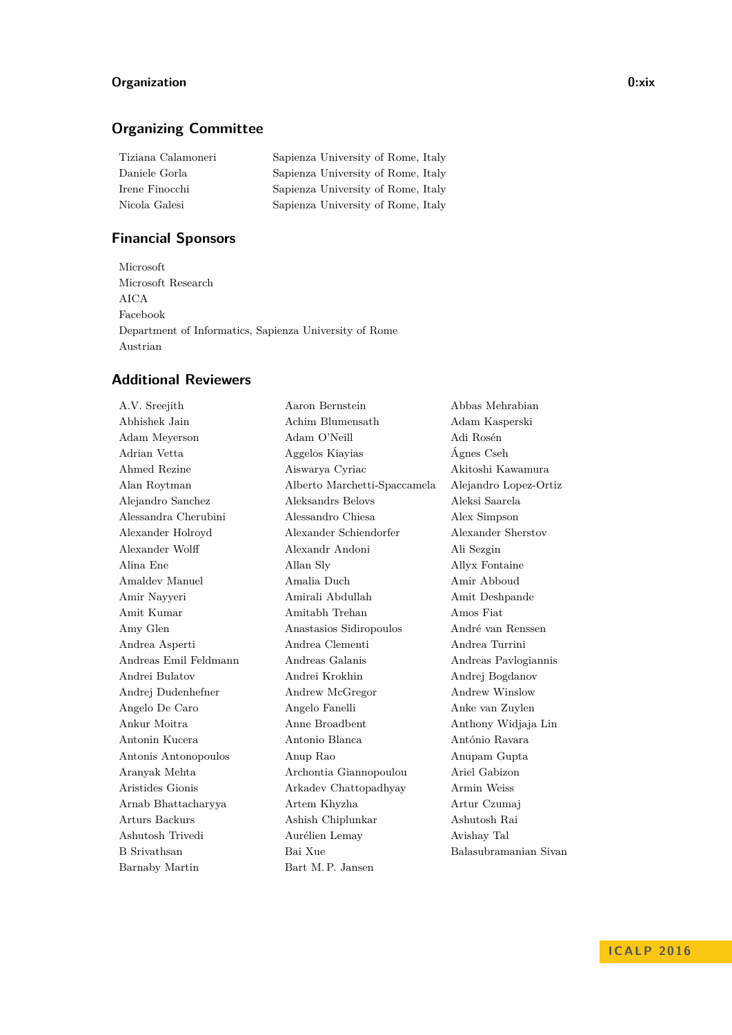## Organizing Committee

| | |
|---|---|
| Tiziana Calamoneri | Sapienza University of Rome, Italy |
| Daniele Gorla | Sapienza University of Rome, Italy |
| Irene Finocchi | Sapienza University of Rome, Italy |
| Nicola Galesi | Sapienza University of Rome, Italy |

## Financial Sponsors

Microsoft
Microsoft Research
AICA
Facebook
Department of Informatics, Sapienza University of Rome
Austrian

## Additional Reviewers

A.V. Sreejith
Aaron Bernstein
Abbas Mehrabian
Abhishek Jain
Achim Blumensath
Adam Kasperski
Adam Meyerson
Adam O'Neill
Adi Rosén
Adrian Vetta
Aggelos Kiayias
Ágnes Cseh
Ahmed Rezine
Aiswarya Cyriac
Akitoshi Kawamura
Alan Roytman
Alberto Marchetti-Spaccamela
Alejandro Lopez-Ortiz
Alejandro Sanchez
Aleksandrs Belovs
Aleksi Saarela
Alessandra Cherubini
Alessandro Chiesa
Alex Simpson
Alexander Holroyd
Alexander Schiendorfer
Alexander Sherstov
Alexander Wolff
Alexandr Andoni
Ali Sezgin
Alina Ene
Allan Sly
Allyx Fontaine
Amaldev Manuel
Amalia Duch
Amir Abboud
Amir Nayyeri
Amirali Abdullah
Amit Deshpande
Amit Kumar
Amitabh Trehan
Amos Fiat
Amy Glen
Anastasios Sidiropoulos
André van Renssen
Andrea Asperti
Andrea Clementi
Andrea Turrini
Andreas Emil Feldmann
Andreas Galanis
Andreas Pavlogiannis
Andrei Bulatov
Andrei Krokhin
Andrej Bogdanov
Andrej Dudenhefner
Andrew McGregor
Andrew Winslow
Angelo De Caro
Angelo Fanelli
Anke van Zuylen
Ankur Moitra
Anne Broadbent
Anthony Widjaja Lin
Antonin Kucera
Antonio Blanca
António Ravara
Antonis Antonopoulos
Anup Rao
Anupam Gupta
Aranyak Mehta
Archontia Giannopoulou
Ariel Gabizon
Aristides Gionis
Arkadev Chattopadhyay
Armin Weiss
Arnab Bhattacharyya
Artem Khyzha
Artur Czumaj
Arturs Backurs
Ashish Chiplunkar
Ashutosh Rai
Ashutosh Trivedi
Aurélien Lemay
Avishay Tal
B Srivathsan
Bai Xue
Balasubramanian Sivan
Barnaby Martin
Bart M. P. Jansen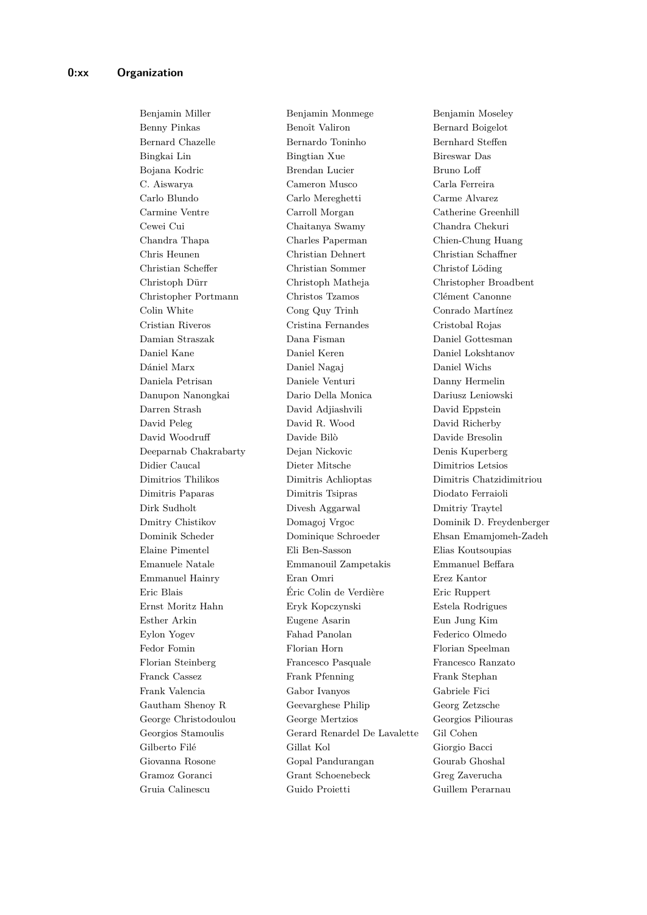Benjamin Miller
Benjamin Monmege
Benjamin Moseley
Benny Pinkas
Benoît Valiron
Bernard Boigelot
Bernard Chazelle
Bernardo Toninho
Bernhard Steffen
Bingkai Lin
Bingtian Xue
Bireswar Das
Bojana Kodric
Brendan Lucier
Bruno Loff
C. Aiswarya
Cameron Musco
Carla Ferreira
Carlo Blundo
Carlo Mereghetti
Carme Alvarez
Carmine Ventre
Carroll Morgan
Catherine Greenhill
Cewei Cui
Chaitanya Swamy
Chandra Chekuri
Chandra Thapa
Charles Paperman
Chien-Chung Huang
Chris Heunen
Christian Dehnert
Christian Schaffner
Christian Scheffer
Christian Sommer
Christof Löding
Christoph Dürr
Christoph Matheja
Christopher Broadbent
Christopher Portmann
Christos Tzamos
Clément Canonne
Colin White
Cong Quy Trinh
Conrado Martínez
Cristian Riveros
Cristina Fernandes
Cristobal Rojas
Damian Straszak
Dana Fisman
Daniel Gottesman
Daniel Kane
Daniel Keren
Daniel Lokshtanov
Dániel Marx
Daniel Nagaj
Daniel Wichs
Daniela Petrisan
Daniele Venturi
Danny Hermelin
Danupon Nanongkai
Dario Della Monica
Dariusz Leniowski
Darren Strash
David Adjiashvili
David Eppstein
David Peleg
David R. Wood
David Richerby
David Woodruff
Davide Bilò
Davide Bresolin
Deeparnab Chakrabarty
Dejan Nickovic
Denis Kuperberg
Didier Caucal
Dieter Mitsche
Dimitrios Letsios
Dimitrios Thilikos
Dimitris Achlioptas
Dimitris Chatzidimitriou
Dimitris Paparas
Dimitris Tsipras
Diodato Ferraioli
Dirk Sudholt
Divesh Aggarwal
Dmitriy Traytel
Dmitry Chistikov
Domagoj Vrgoc
Dominik D. Freydenberger
Dominik Scheder
Dominique Schroeder
Ehsan Emamjomeh-Zadeh
Elaine Pimentel
Eli Ben-Sasson
Elias Koutsoupias
Emanuele Natale
Emmanouil Zampetakis
Emmanuel Beffara
Emmanuel Hainry
Eran Omri
Erez Kantor
Eric Blais
Éric Colin de Verdière
Eric Ruppert
Ernst Moritz Hahn
Eryk Kopczynski
Estela Rodrigues
Esther Arkin
Eugene Asarin
Eun Jung Kim
Eylon Yogev
Fahad Panolan
Federico Olmedo
Fedor Fomin
Florian Horn
Florian Speelman
Florian Steinberg
Francesco Pasquale
Francesco Ranzato
Franck Cassez
Frank Pfenning
Frank Stephan
Frank Valencia
Gabor Ivanyos
Gabriele Fici
Gautham Shenoy R
Geevarghese Philip
Georg Zetzsche
George Christodoulou
George Mertzios
Georgios Piliouras
Georgios Stamoulis
Gerard Renardel De Lavalette
Gil Cohen
Gilberto Filé
Gillat Kol
Giorgio Bacci
Giovanna Rosone
Gopal Pandurangan
Gourab Ghoshal
Gramoz Goranci
Grant Schoenebeck
Greg Zaverucha
Gruia Calinescu
Guido Proietti
Guillem Perarnau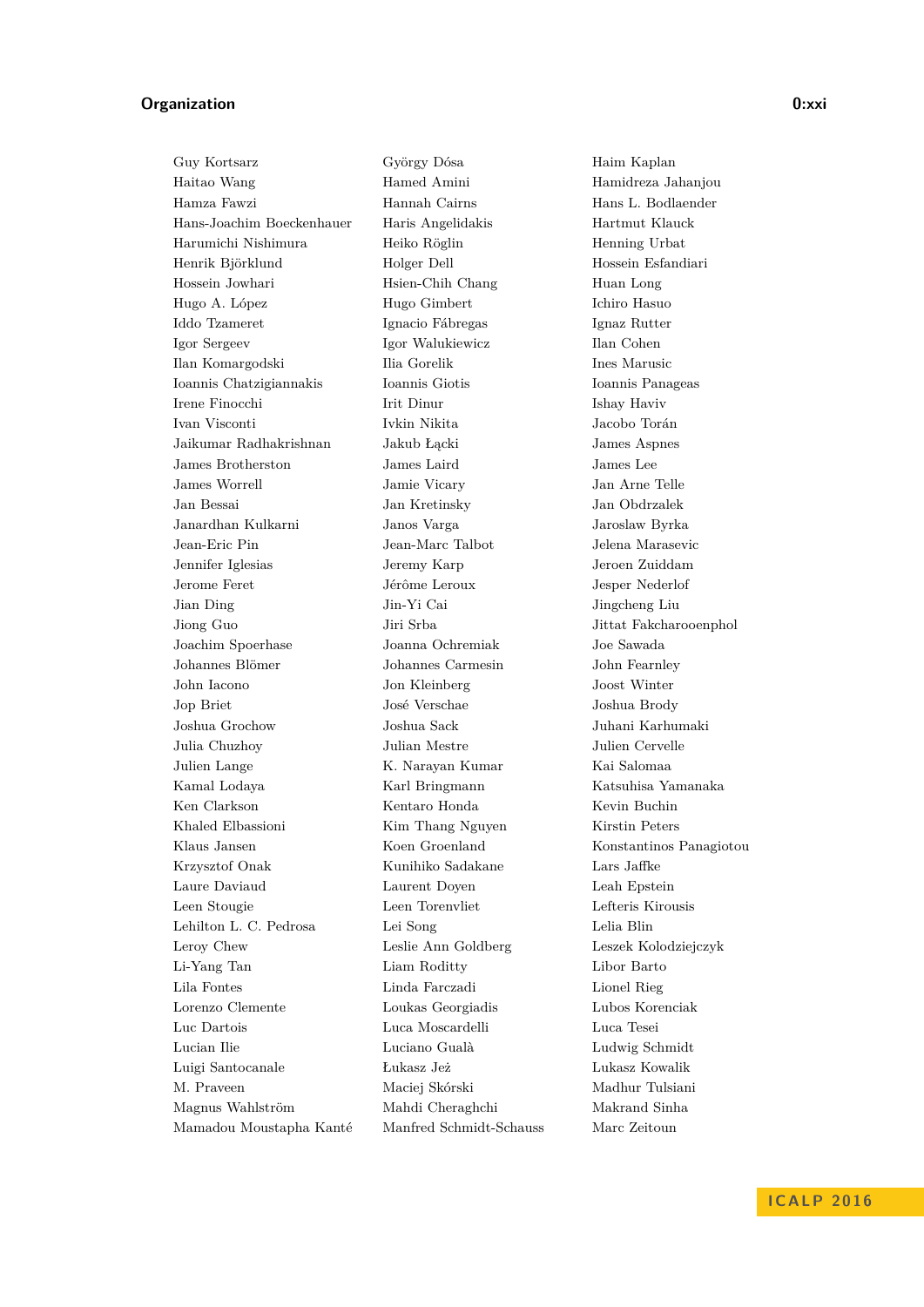Guy Kortsarz
György Dósa
Haim Kaplan
Haitao Wang
Hamed Amini
Hamidreza Jahanjou
Hamza Fawzi
Hannah Cairns
Hans L. Bodlaender
Hans-Joachim Boeckenhauer
Haris Angelidakis
Hartmut Klauck
Harumichi Nishimura
Heiko Röglin
Henning Urbat
Henrik Björklund
Holger Dell
Hossein Esfandiari
Hossein Jowhari
Hsien-Chih Chang
Huan Long
Hugo A. López
Hugo Gimbert
Ichiro Hasuo
Iddo Tzameret
Ignacio Fábregas
Ignaz Rutter
Igor Sergeev
Igor Walukiewicz
Ilan Cohen
Ilan Komargodski
Ilia Gorelik
Ines Marusic
Ioannis Chatzigiannakis
Ioannis Giotis
Ioannis Panageas
Irene Finocchi
Irit Dinur
Ishay Haviv
Ivan Visconti
Ivkin Nikita
Jacobo Torán
Jaikumar Radhakrishnan
Jakub Łącki
James Aspnes
James Brotherston
James Laird
James Lee
James Worrell
Jamie Vicary
Jan Arne Telle
Jan Bessai
Jan Kretinsky
Jan Obdrzalek
Janardhan Kulkarni
Janos Varga
Jaroslaw Byrka
Jean-Eric Pin
Jean-Marc Talbot
Jelena Marasevic
Jennifer Iglesias
Jeremy Karp
Jeroen Zuiddam
Jerome Feret
Jérôme Leroux
Jesper Nederlof
Jian Ding
Jin-Yi Cai
Jingcheng Liu
Jiong Guo
Jiri Srba
Jittat Fakcharoenphol
Joachim Spoerhase
Joanna Ochremiak
Joe Sawada
Johannes Blömer
Johannes Carmesin
John Fearnley
John Iacono
Jon Kleinberg
Joost Winter
Jop Briet
José Verschae
Joshua Brody
Joshua Grochow
Joshua Sack
Juhani Karhumaki
Julia Chuzhoy
Julian Mestre
Julien Cervelle
Julien Lange
K. Narayan Kumar
Kai Salomaa
Kamal Lodaya
Karl Bringmann
Katsuhisa Yamanaka
Ken Clarkson
Kentaro Honda
Kevin Buchin
Khaled Elbassioni
Kim Thang Nguyen
Kirstin Peters
Klaus Jansen
Koen Groenland
Konstantinos Panagiotou
Krzysztof Onak
Kunihiko Sadakane
Lars Jaffke
Laure Daviaud
Laurent Doyen
Leah Epstein
Leen Stougie
Leen Torenvliet
Lefteris Kirousis
Lehilton L. C. Pedrosa
Lei Song
Lelia Blin
Leroy Chew
Leslie Ann Goldberg
Leszek Kolodziejczyk
Li-Yang Tan
Liam Roditty
Libor Barto
Lila Fontes
Linda Farczadi
Lionel Rieg
Lorenzo Clemente
Loukas Georgiadis
Lubos Korenciak
Luc Dartois
Luca Moscardelli
Luca Tesei
Lucian Ilie
Luciano Gualà
Ludwig Schmidt
Luigi Santocanale
Łukasz Jeż
Lukasz Kowalik
M. Praveen
Maciej Skórski
Madhur Tulsiani
Magnus Wahlström
Mahdi Cheraghchi
Makrand Sinha
Mamadou Moustapha Kanté
Manfred Schmidt-Schauss
Marc Zeitoun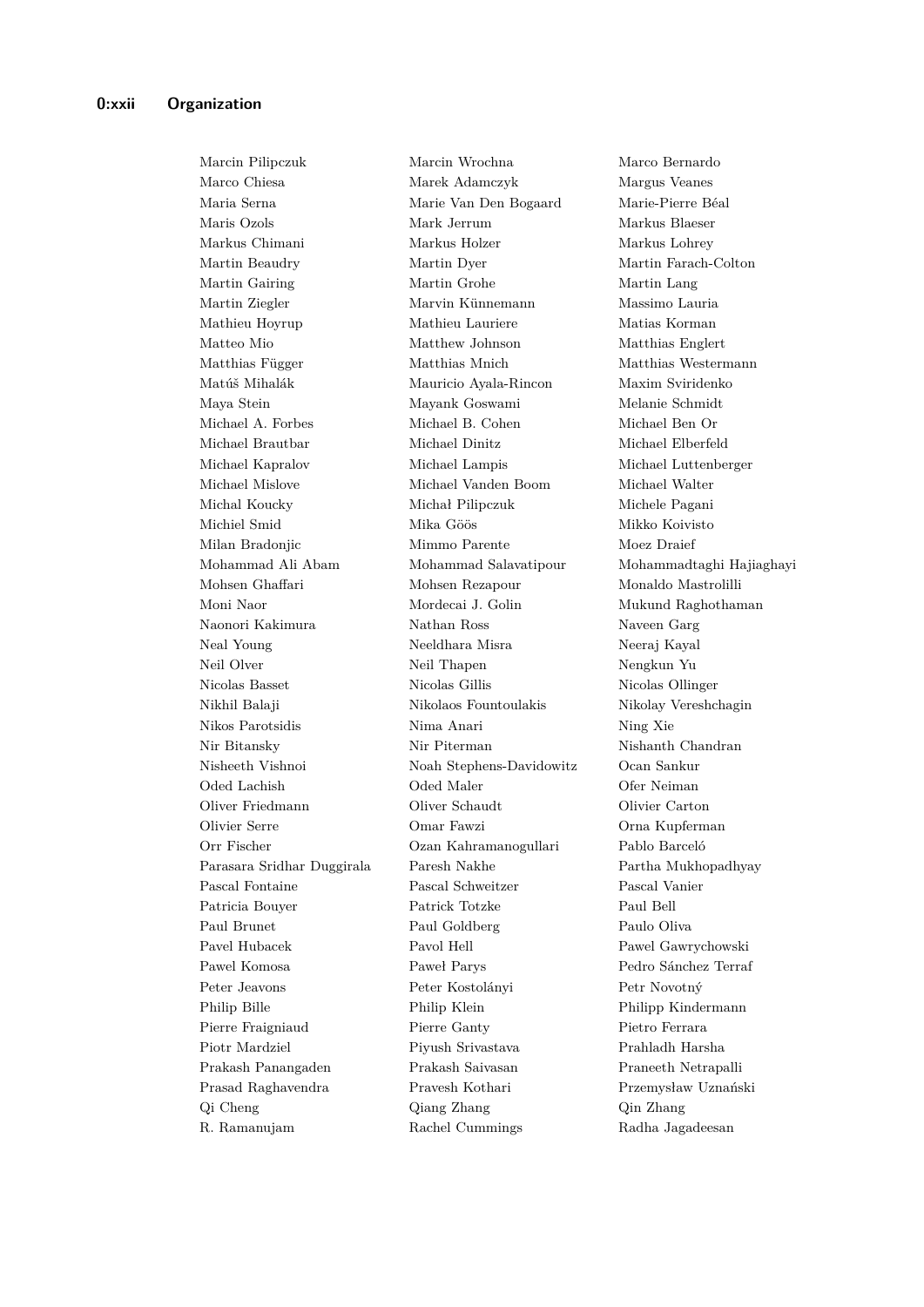Marcin Pilipczuk
Marcin Wrochna
Marco Bernardo
Marco Chiesa
Marek Adamczyk
Margus Veanes
Maria Serna
Marie Van Den Bogaard
Marie-Pierre Béal
Maris Ozols
Mark Jerrum
Markus Blaeser
Markus Chimani
Markus Holzer
Markus Lohrey
Martin Beaudry
Martin Dyer
Martin Farach-Colton
Martin Gairing
Martin Grohe
Martin Lang
Martin Ziegler
Marvin Künnemann
Massimo Lauria
Mathieu Hoyrup
Mathieu Lauriere
Matias Korman
Matteo Mio
Matthew Johnson
Matthias Englert
Matthias Függer
Matthias Mnich
Matthias Westermann
Matúš Mihalák
Mauricio Ayala-Rincon
Maxim Sviridenko
Maya Stein
Mayank Goswami
Melanie Schmidt
Michael A. Forbes
Michael B. Cohen
Michael Ben Or
Michael Brautbar
Michael Dinitz
Michael Elberfeld
Michael Kapralov
Michael Lampis
Michael Luttenberger
Michael Mislove
Michael Vanden Boom
Michael Walter
Michal Koucky
Michał Pilipczuk
Michele Pagani
Michiel Smid
Mika Göös
Mikko Koivisto
Milan Bradonjic
Mimmo Parente
Moez Draief
Mohammad Ali Abam
Mohammad Salavatipour
Mohammadtaghi Hajiaghayi
Mohsen Ghaffari
Mohsen Rezapour
Monaldo Mastrolilli
Moni Naor
Mordecai J. Golin
Mukund Raghothaman
Naonori Kakimura
Nathan Ross
Naveen Garg
Neal Young
Neeldhara Misra
Neeraj Kayal
Neil Olver
Neil Thapen
Nengkun Yu
Nicolas Basset
Nicolas Gillis
Nicolas Ollinger
Nikhil Balaji
Nikolaos Fountoulakis
Nikolay Vereshchagin
Nikos Parotsidis
Nima Anari
Ning Xie
Nir Bitansky
Nir Piterman
Nishanth Chandran
Nisheeth Vishnoi
Noah Stephens-Davidowitz
Ocan Sankur
Oded Lachish
Oded Maler
Ofer Neiman
Oliver Friedmann
Oliver Schaudt
Olivier Carton
Olivier Serre
Omar Fawzi
Orna Kupferman
Orr Fischer
Ozan Kahramanogullari
Pablo Barceló
Parasara Sridhar Duggirala
Paresh Nakhe
Partha Mukhopadhyay
Pascal Fontaine
Pascal Schweitzer
Pascal Vanier
Patricia Bouyer
Patrick Totzke
Paul Bell
Paul Brunet
Paul Goldberg
Paulo Oliva
Pavel Hubacek
Pavol Hell
Pawel Gawrychowski
Pawel Komosa
Paweł Parys
Pedro Sánchez Terraf
Peter Jeavons
Peter Kostolányi
Petr Novotný
Philip Bille
Philip Klein
Philipp Kindermann
Pierre Fraigniaud
Pierre Ganty
Pietro Ferrara
Piotr Mardziel
Piyush Srivastava
Prahladh Harsha
Prakash Panangaden
Prakash Saivasan
Praneeth Netrapalli
Prasad Raghavendra
Pravesh Kothari
Przemysław Uznański
Qi Cheng
Qiang Zhang
Qin Zhang
R. Ramanujam
Rachel Cummings
Radha Jagadeesan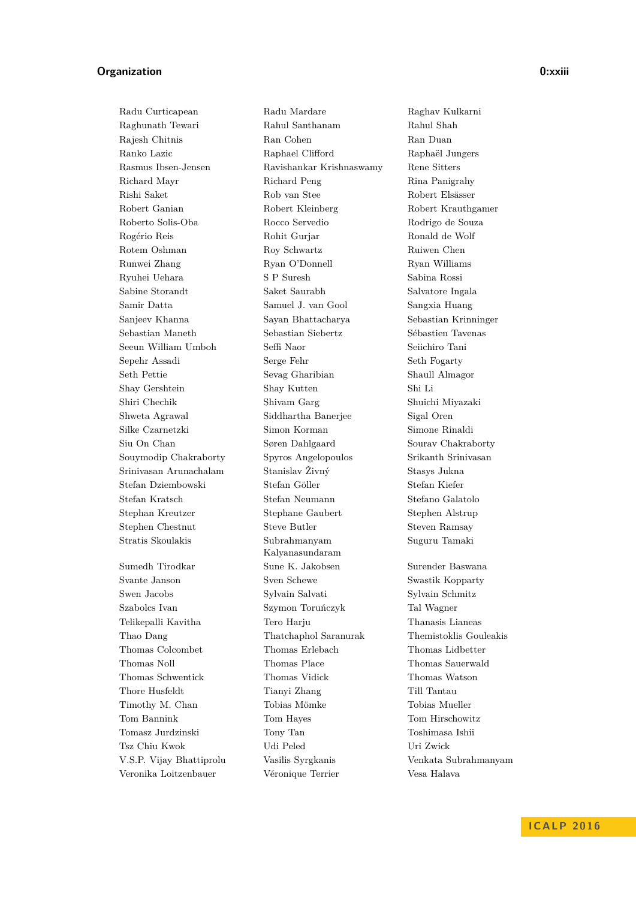Radu Curticapean
Radu Mardare
Raghav Kulkarni
Raghunath Tewari
Rahul Santhanam
Rahul Shah
Rajesh Chitnis
Ran Cohen
Ran Duan
Ranko Lazic
Raphael Clifford
Raphaël Jungers
Rasmus Ibsen-Jensen
Ravishankar Krishnaswamy
Rene Sitters
Richard Mayr
Richard Peng
Rina Panigrahy
Rishi Saket
Rob van Stee
Robert Elsässer
Robert Ganian
Robert Kleinberg
Robert Krauthgamer
Roberto Solis-Oba
Rocco Servedio
Rodrigo de Souza
Rogério Reis
Rohit Gurjar
Ronald de Wolf
Rotem Oshman
Roy Schwartz
Ruiwen Chen
Runwei Zhang
Ryan O'Donnell
Ryan Williams
Ryuhei Uehara
S P Suresh
Sabina Rossi
Sabine Storandt
Saket Saurabh
Salvatore Ingala
Samir Datta
Samuel J. van Gool
Sangxia Huang
Sanjeev Khanna
Sayan Bhattacharya
Sebastian Krinninger
Sebastian Maneth
Sebastian Siebertz
Sébastien Tavenas
Seeun William Umboh
Seffi Naor
Seiichiro Tani
Sepehr Assadi
Serge Fehr
Seth Fogarty
Seth Pettie
Sevag Gharibian
Shaull Almagor
Shay Gershtein
Shay Kutten
Shi Li
Shiri Chechik
Shivam Garg
Shuichi Miyazaki
Shweta Agrawal
Siddhartha Banerjee
Sigal Oren
Silke Czarnetzki
Simon Korman
Simone Rinaldi
Siu On Chan
Søren Dahlgaard
Sourav Chakraborty
Souymodip Chakraborty
Spyros Angelopoulos
Srikanth Srinivasan
Srinivasan Arunachalam
Stanislav Živný
Stasys Jukna
Stefan Dziembowski
Stefan Göller
Stefan Kiefer
Stefan Kratsch
Stefan Neumann
Stefano Galatolo
Stephan Kreutzer
Stephane Gaubert
Stephen Alstrup
Stephen Chestnut
Steve Butler
Steven Ramsay
Stratis Skoulakis
Subrahmanyam Kalyanasundaram
Suguru Tamaki
Sumedh Tirodkar
Sune K. Jakobsen
Surender Baswana
Svante Janson
Sven Schewe
Swastik Kopparty
Swen Jacobs
Sylvain Salvati
Sylvain Schmitz
Szabolcs Ivan
Szymon Toruńczyk
Tal Wagner
Telikepalli Kavitha
Tero Harju
Thanasis Lianeas
Thao Dang
Thatchaphol Saranurak
Themistoklis Gouleakis
Thomas Colcombet
Thomas Erlebach
Thomas Lidbetter
Thomas Noll
Thomas Place
Thomas Sauerwald
Thomas Schwentick
Thomas Vidick
Thomas Watson
Thore Husfeldt
Tianyi Zhang
Till Tantau
Timothy M. Chan
Tobias Mömke
Tobias Mueller
Tom Bannink
Tom Hayes
Tom Hirschowitz
Tomasz Jurdzinski
Tony Tan
Toshimasa Ishii
Tsz Chiu Kwok
Udi Peled
Uri Zwick
V.S.P. Vijay Bhattiprolu
Vasilis Syrgkanis
Venkata Subrahmanyam
Veronika Loitzenbauer
Véronique Terrier
Vesa Halava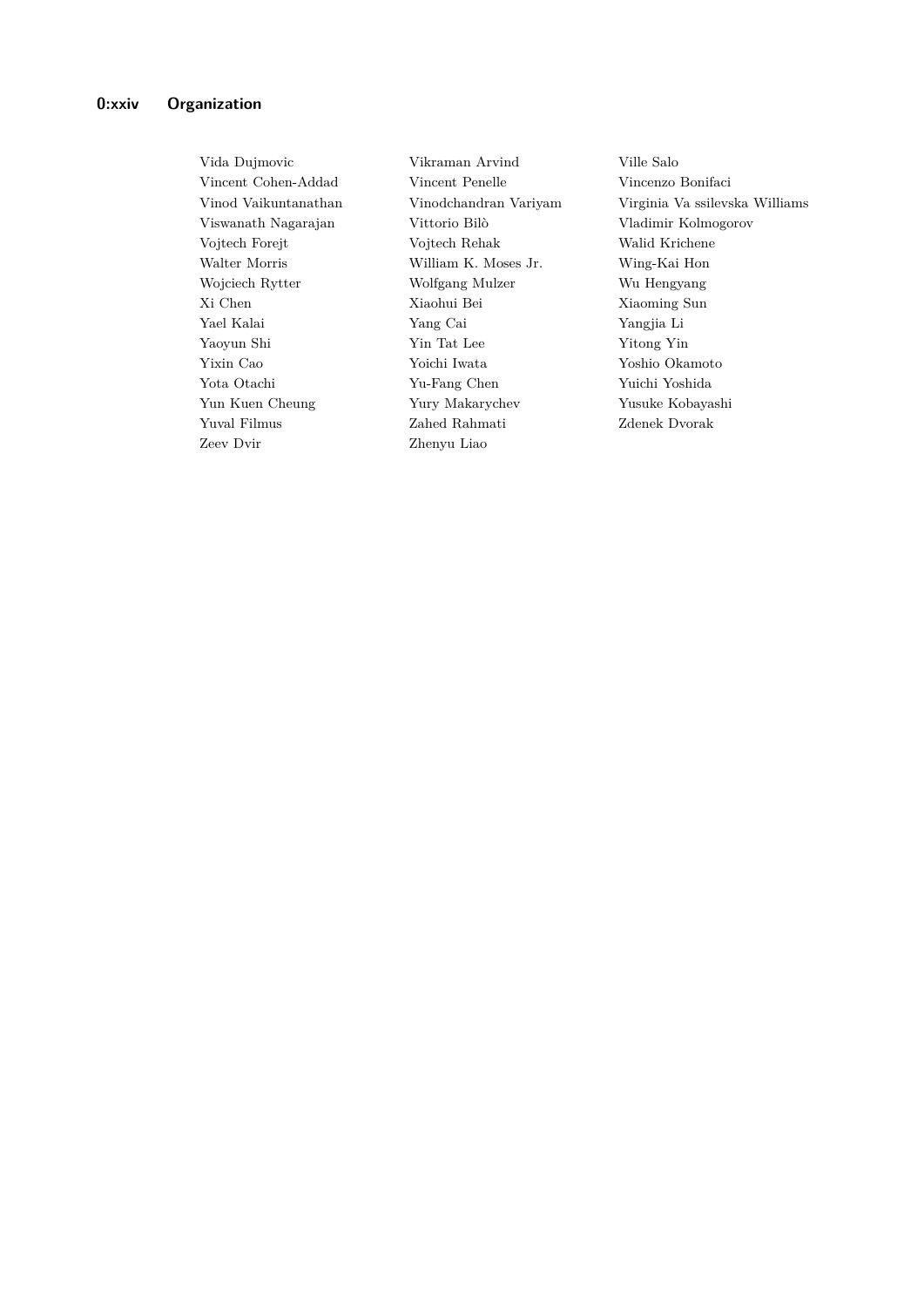Vida Dujmovic
Vikraman Arvind
Ville Salo
Vincent Cohen-Addad
Vincent Penelle
Vincenzo Bonifaci
Vinod Vaikuntanathan
Vinodchandran Variyam
Virginia Va ssilevska Williams
Viswanath Nagarajan
Vittorio Bilò
Vladimir Kolmogorov
Vojtech Forejt
Vojtech Rehak
Walid Krichene
Walter Morris
William K. Moses Jr.
Wing-Kai Hon
Wojciech Rytter
Wolfgang Mulzer
Wu Hengyang
Xi Chen
Xiaohui Bei
Xiaoming Sun
Yael Kalai
Yang Cai
Yangjia Li
Yaoyun Shi
Yin Tat Lee
Yitong Yin
Yixin Cao
Yoichi Iwata
Yoshio Okamoto
Yota Otachi
Yu-Fang Chen
Yuichi Yoshida
Yun Kuen Cheung
Yury Makarychev
Yusuke Kobayashi
Yuval Filmus
Zahed Rahmati
Zdenek Dvorak
Zeev Dvir
Zhenyu Liao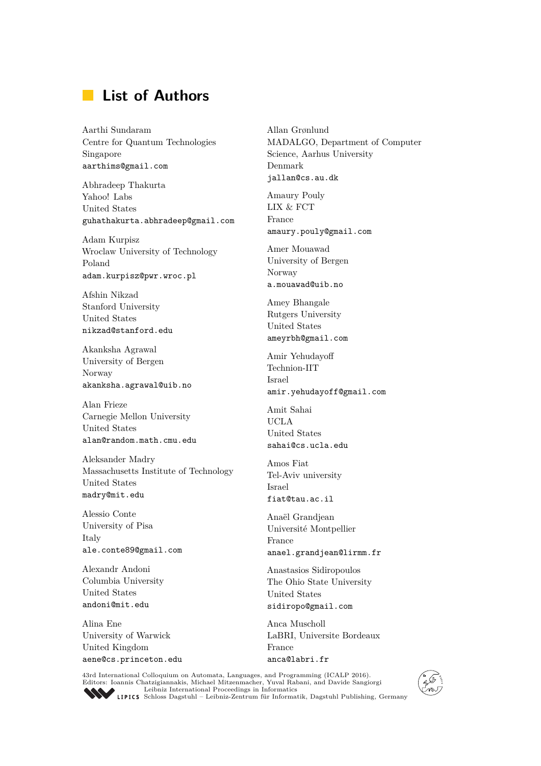# List of Authors

Aarthi Sundaram
Centre for Quantum Technologies
Singapore
aarthims@gmail.com

Abhradeep Thakurta
Yahoo! Labs
United States
guhathakurta.abhradeep@gmail.com

Adam Kurpisz
Wroclaw University of Technology
Poland
adam.kurpisz@pwr.wroc.pl

Afshin Nikzad
Stanford University
United States
nikzad@stanford.edu

Akanksha Agrawal
University of Bergen
Norway
akanksha.agrawal@uib.no

Alan Frieze
Carnegie Mellon University
United States
alan@random.math.cmu.edu

Aleksander Madry
Massachusetts Institute of Technology
United States
madry@mit.edu

Alessio Conte
University of Pisa
Italy
ale.conte89@gmail.com

Alexandr Andoni
Columbia University
United States
andoni@mit.edu

Alina Ene
University of Warwick
United Kingdom
aene@cs.princeton.edu

Allan Grønlund
MADALGO, Department of Computer Science, Aarhus University
Denmark
jallan@cs.au.dk

Amaury Pouly
LIX & FCT
France
amaury.pouly@gmail.com

Amer Mouawad
University of Bergen
Norway
a.mouawad@uib.no

Amey Bhangale
Rutgers University
United States
ameyrbh@gmail.com

Amir Yehudayoff
Technion-IIT
Israel
amir.yehudayoff@gmail.com

Amit Sahai
UCLA
United States
sahai@cs.ucla.edu

Amos Fiat
Tel-Aviv university
Israel
fiat@tau.ac.il

Anaël Grandjean
Université Montpellier
France
anael.grandjean@lirmm.fr

Anastasios Sidiropoulos
The Ohio State University
United States
sidiropo@gmail.com

Anca Muscholl
LaBRI, Universite Bordeaux
France
anca@labri.fr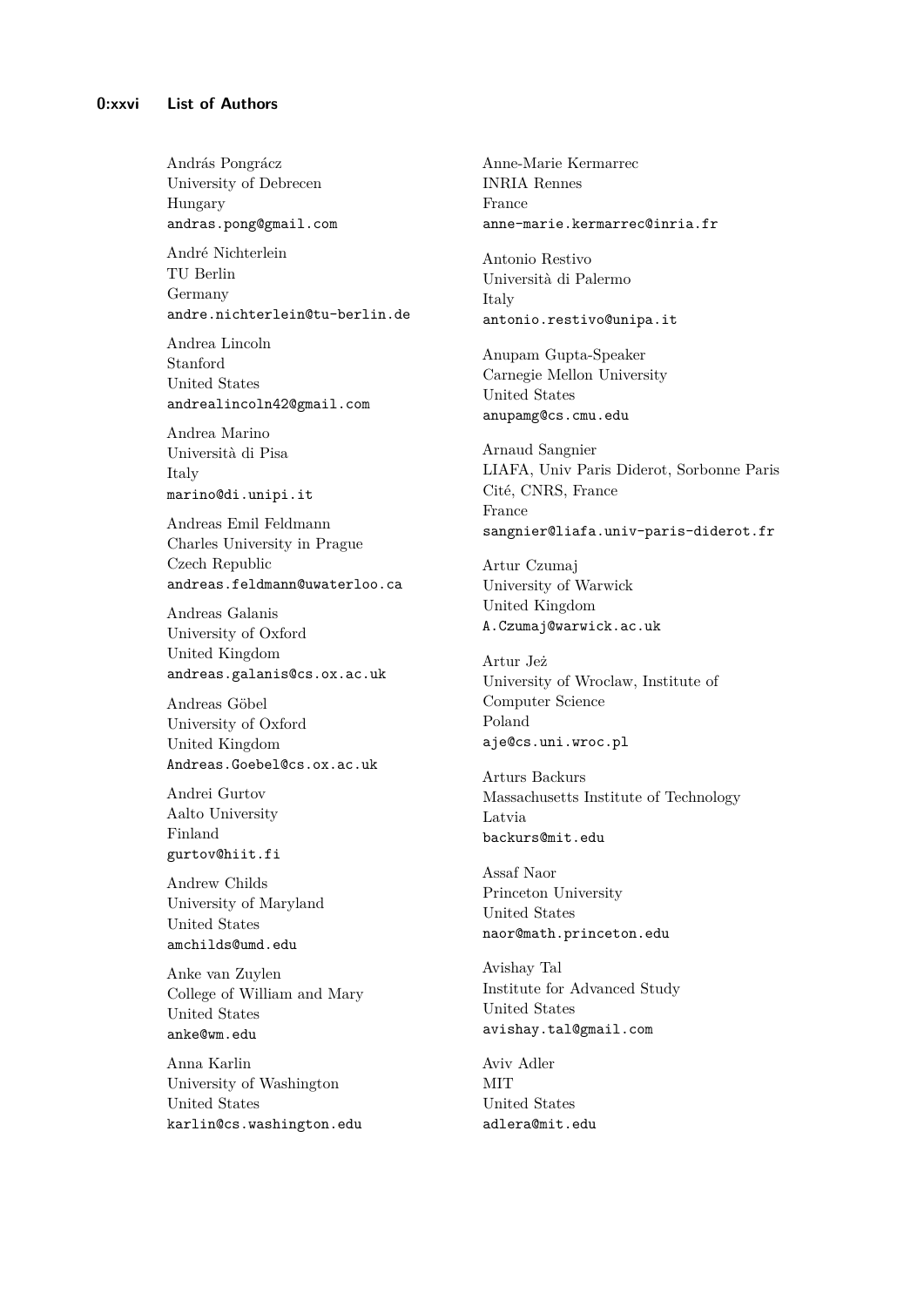András Pongrácz
University of Debrecen
Hungary
andras.pong@gmail.com

André Nichterlein
TU Berlin
Germany
andre.nichterlein@tu-berlin.de

Andrea Lincoln
Stanford
United States
andrealincoln42@gmail.com

Andrea Marino
Università di Pisa
Italy
marino@di.unipi.it

Andreas Emil Feldmann
Charles University in Prague
Czech Republic
andreas.feldmann@uwaterloo.ca

Andreas Galanis
University of Oxford
United Kingdom
andreas.galanis@cs.ox.ac.uk

Andreas Göbel
University of Oxford
United Kingdom
Andreas.Goebel@cs.ox.ac.uk

Andrei Gurtov
Aalto University
Finland
gurtov@hiit.fi

Andrew Childs
University of Maryland
United States
amchilds@umd.edu

Anke van Zuylen
College of William and Mary
United States
anke@wm.edu

Anna Karlin
University of Washington
United States
karlin@cs.washington.edu

Anne-Marie Kermarrec
INRIA Rennes
France
anne-marie.kermarrec@inria.fr

Antonio Restivo
Università di Palermo
Italy
antonio.restivo@unipa.it

Anupam Gupta-Speaker
Carnegie Mellon University
United States
anupamg@cs.cmu.edu

Arnaud Sangnier
LIAFA, Univ Paris Diderot, Sorbonne Paris Cité, CNRS, France
France
sangnier@liafa.univ-paris-diderot.fr

Artur Czumaj
University of Warwick
United Kingdom
A.Czumaj@warwick.ac.uk

Artur Jeż
University of Wroclaw, Institute of Computer Science
Poland
aje@cs.uni.wroc.pl

Arturs Backurs
Massachusetts Institute of Technology
Latvia
backurs@mit.edu

Assaf Naor
Princeton University
United States
naor@math.princeton.edu

Avishay Tal
Institute for Advanced Study
United States
avishay.tal@gmail.com

Aviv Adler
MIT
United States
adlera@mit.edu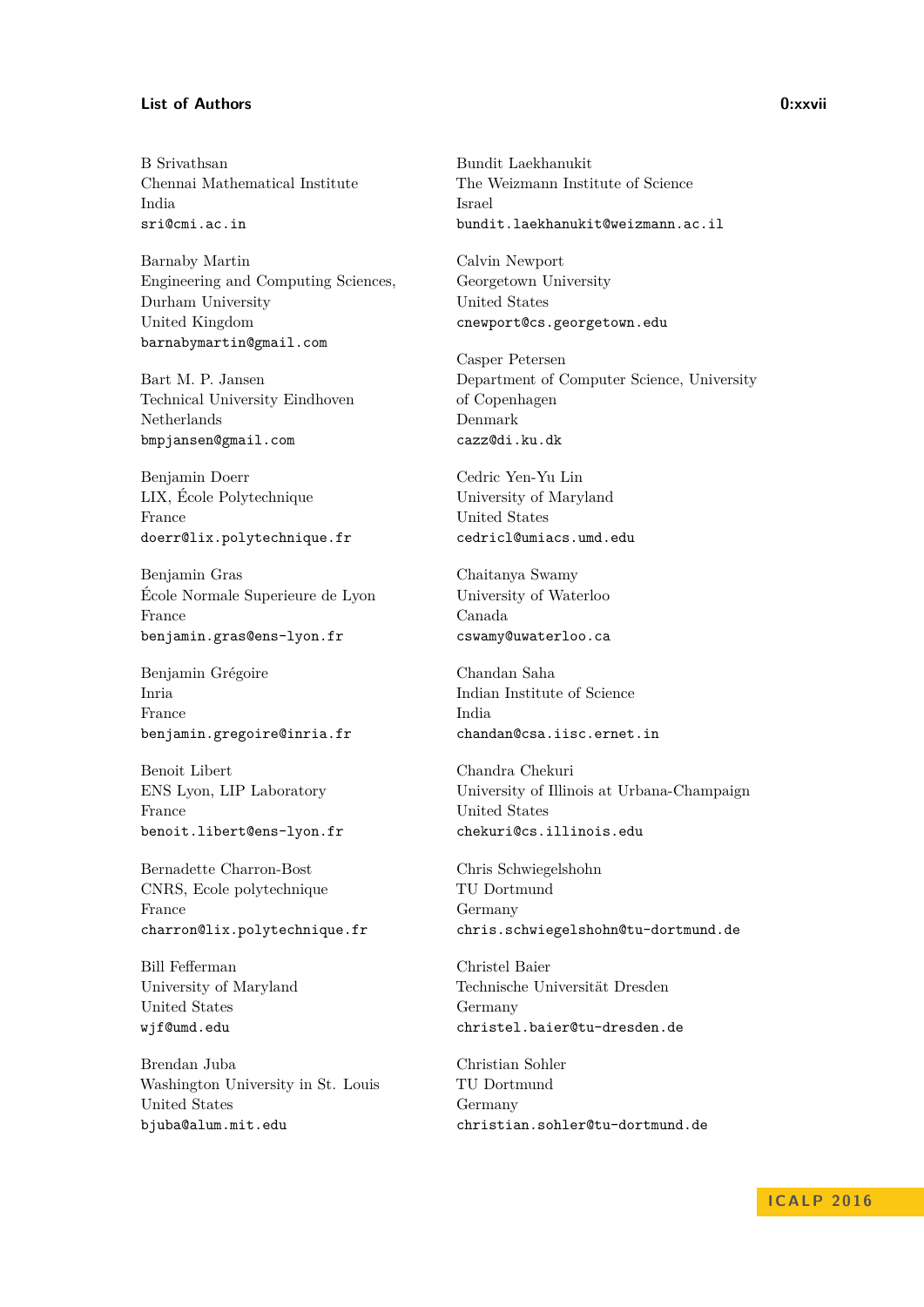B Srivathsan
Chennai Mathematical Institute
India
sri@cmi.ac.in

Barnaby Martin
Engineering and Computing Sciences,
Durham University
United Kingdom
barnabymartin@gmail.com

Bart M. P. Jansen
Technical University Eindhoven
Netherlands
bmpjansen@gmail.com

Benjamin Doerr
LIX, École Polytechnique
France
doerr@lix.polytechnique.fr

Benjamin Gras
École Normale Superieure de Lyon
France
benjamin.gras@ens-lyon.fr

Benjamin Grégoire
Inria
France
benjamin.gregoire@inria.fr

Benoit Libert
ENS Lyon, LIP Laboratory
France
benoit.libert@ens-lyon.fr

Bernadette Charron-Bost
CNRS, Ecole polytechnique
France
charron@lix.polytechnique.fr

Bill Fefferman
University of Maryland
United States
wjf@umd.edu

Brendan Juba
Washington University in St. Louis
United States
bjuba@alum.mit.edu

Bundit Laekhanukit
The Weizmann Institute of Science
Israel
bundit.laekhanukit@weizmann.ac.il

Calvin Newport
Georgetown University
United States
cnewport@cs.georgetown.edu

Casper Petersen
Department of Computer Science, University of Copenhagen
Denmark
cazz@di.ku.dk

Cedric Yen-Yu Lin
University of Maryland
United States
cedricl@umiacs.umd.edu

Chaitanya Swamy
University of Waterloo
Canada
cswamy@uwaterloo.ca

Chandan Saha
Indian Institute of Science
India
chandan@csa.iisc.ernet.in

Chandra Chekuri
University of Illinois at Urbana-Champaign
United States
chekuri@cs.illinois.edu

Chris Schwiegelshohn
TU Dortmund
Germany
chris.schwiegelshohn@tu-dortmund.de

Christel Baier
Technische Universität Dresden
Germany
christel.baier@tu-dresden.de

Christian Sohler
TU Dortmund
Germany
christian.sohler@tu-dortmund.de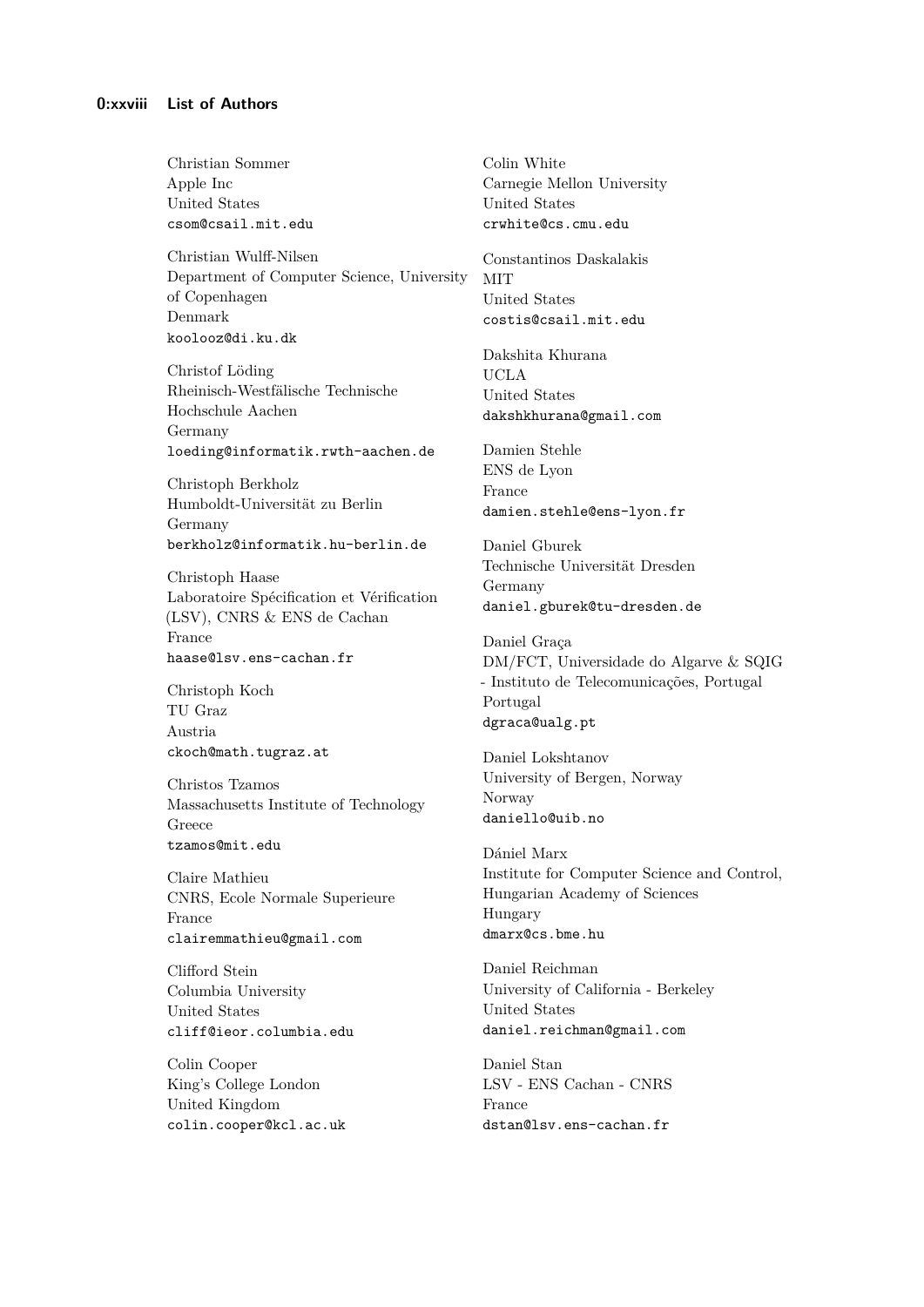Christian Sommer
Apple Inc
United States
csom@csail.mit.edu

Christian Wulff-Nilsen
Department of Computer Science, University of Copenhagen
Denmark
koolooz@di.ku.dk

Christof Löding
Rheinisch-Westfälische Technische Hochschule Aachen
Germany
loeding@informatik.rwth-aachen.de

Christoph Berkholz
Humboldt-Universität zu Berlin
Germany
berkholz@informatik.hu-berlin.de

Christoph Haase
Laboratoire Spécification et Vérification (LSV), CNRS & ENS de Cachan
France
haase@lsv.ens-cachan.fr

Christoph Koch
TU Graz
Austria
ckoch@math.tugraz.at

Christos Tzamos
Massachusetts Institute of Technology
Greece
tzamos@mit.edu

Claire Mathieu
CNRS, Ecole Normale Superieure
France
clairemmathieu@gmail.com

Clifford Stein
Columbia University
United States
cliff@ieor.columbia.edu

Colin Cooper
King's College London
United Kingdom
colin.cooper@kcl.ac.uk

Colin White
Carnegie Mellon University
United States
crwhite@cs.cmu.edu

Constantinos Daskalakis
MIT
United States
costis@csail.mit.edu

Dakshita Khurana
UCLA
United States
dakshkhurana@gmail.com

Damien Stehle
ENS de Lyon
France
damien.stehle@ens-lyon.fr

Daniel Gburek
Technische Universität Dresden
Germany
daniel.gburek@tu-dresden.de

Daniel Graça
DM/FCT, Universidade do Algarve & SQIG - Instituto de Telecomunicações, Portugal
Portugal
dgraca@ualg.pt

Daniel Lokshtanov
University of Bergen, Norway
Norway
daniello@uib.no

Dániel Marx
Institute for Computer Science and Control, Hungarian Academy of Sciences
Hungary
dmarx@cs.bme.hu

Daniel Reichman
University of California - Berkeley
United States
daniel.reichman@gmail.com

Daniel Stan
LSV - ENS Cachan - CNRS
France
dstan@lsv.ens-cachan.fr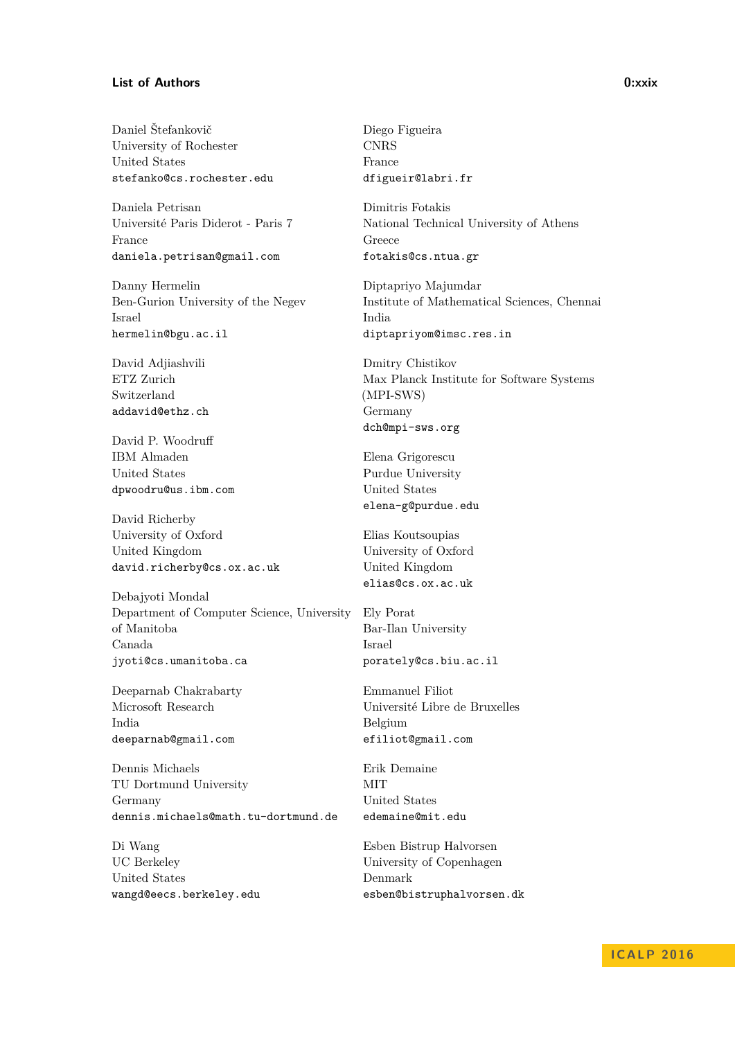Daniel Štefankovič
University of Rochester
United States
stefanko@cs.rochester.edu

Daniela Petrisan
Université Paris Diderot - Paris 7
France
daniela.petrisan@gmail.com

Danny Hermelin
Ben-Gurion University of the Negev
Israel
hermelin@bgu.ac.il

David Adjiashvili
ETZ Zurich
Switzerland
addavid@ethz.ch

David P. Woodruff
IBM Almaden
United States
dpwoodru@us.ibm.com

David Richerby
University of Oxford
United Kingdom
david.richerby@cs.ox.ac.uk

Debajyoti Mondal
Department of Computer Science, University of Manitoba
Canada
jyoti@cs.umanitoba.ca

Deeparnab Chakrabarty
Microsoft Research
India
deeparnab@gmail.com

Dennis Michaels
TU Dortmund University
Germany
dennis.michaels@math.tu-dortmund.de

Di Wang
UC Berkeley
United States
wangd@eecs.berkeley.edu

Diego Figueira
CNRS
France
dfigueir@labri.fr

Dimitris Fotakis
National Technical University of Athens
Greece
fotakis@cs.ntua.gr

Diptapriyo Majumdar
Institute of Mathematical Sciences, Chennai
India
diptapriyom@imsc.res.in

Dmitry Chistikov
Max Planck Institute for Software Systems (MPI-SWS)
Germany
dch@mpi-sws.org

Elena Grigorescu
Purdue University
United States
elena-g@purdue.edu

Elias Koutsoupias
University of Oxford
United Kingdom
elias@cs.ox.ac.uk

Ely Porat
Bar-Ilan University
Israel
porately@cs.biu.ac.il

Emmanuel Filiot
Université Libre de Bruxelles
Belgium
efiliot@gmail.com

Erik Demaine
MIT
United States
edemaine@mit.edu

Esben Bistrup Halvorsen
University of Copenhagen
Denmark
esben@bistruphalvorsen.dk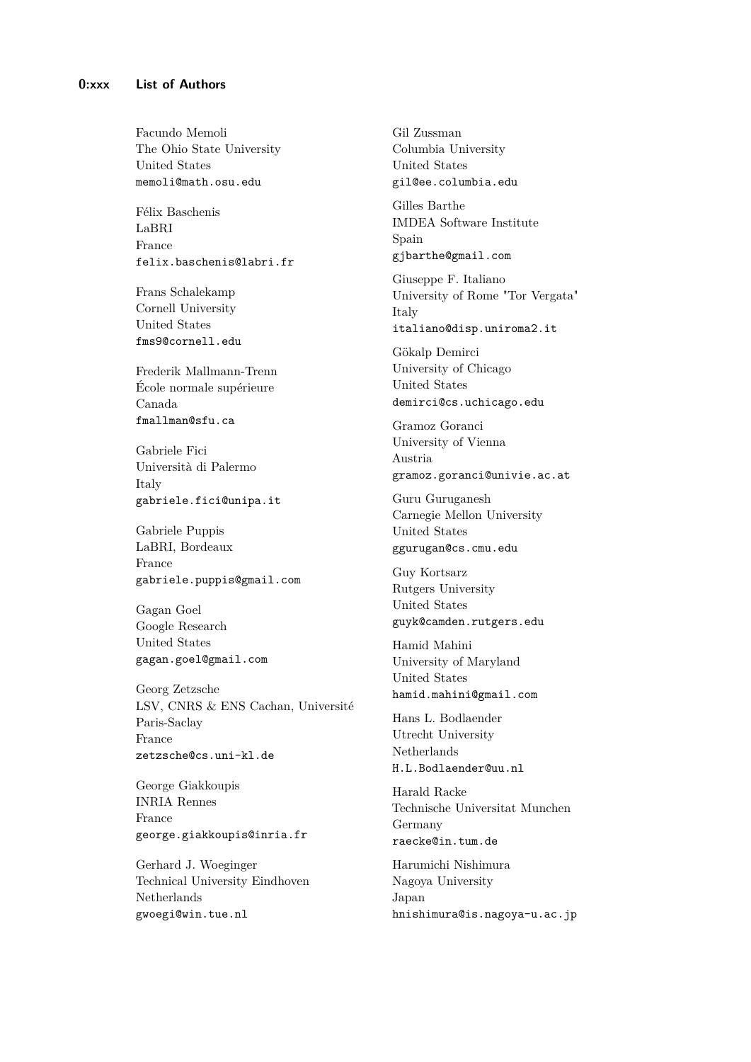Facundo Memoli
The Ohio State University
United States
memoli@math.osu.edu

Félix Baschenis
LaBRI
France
felix.baschenis@labri.fr

Frans Schalekamp
Cornell University
United States
fms9@cornell.edu

Frederik Mallmann-Trenn
École normale supérieure
Canada
fmallman@sfu.ca

Gabriele Fici
Università di Palermo
Italy
gabriele.fici@unipa.it

Gabriele Puppis
LaBRI, Bordeaux
France
gabriele.puppis@gmail.com

Gagan Goel
Google Research
United States
gagan.goel@gmail.com

Georg Zetzsche
LSV, CNRS & ENS Cachan, Université Paris-Saclay
France
zetzsche@cs.uni-kl.de

George Giakkoupis
INRIA Rennes
France
george.giakkoupis@inria.fr

Gerhard J. Woeginger
Technical University Eindhoven
Netherlands
gwoegi@win.tue.nl

Gil Zussman
Columbia University
United States
gil@ee.columbia.edu

Gilles Barthe
IMDEA Software Institute
Spain
gjbarthe@gmail.com

Giuseppe F. Italiano
University of Rome "Tor Vergata"
Italy
italiano@disp.uniroma2.it

Gökalp Demirci
University of Chicago
United States
demirci@cs.uchicago.edu

Gramoz Goranci
University of Vienna
Austria
gramoz.goranci@univie.ac.at

Guru Guruganesh
Carnegie Mellon University
United States
ggurugan@cs.cmu.edu

Guy Kortsarz
Rutgers University
United States
guyk@camden.rutgers.edu

Hamid Mahini
University of Maryland
United States
hamid.mahini@gmail.com

Hans L. Bodlaender
Utrecht University
Netherlands
H.L.Bodlaender@uu.nl

Harald Racke
Technische Universitat Munchen
Germany
raecke@in.tum.de

Harumichi Nishimura
Nagoya University
Japan
hnishimura@is.nagoya-u.ac.jp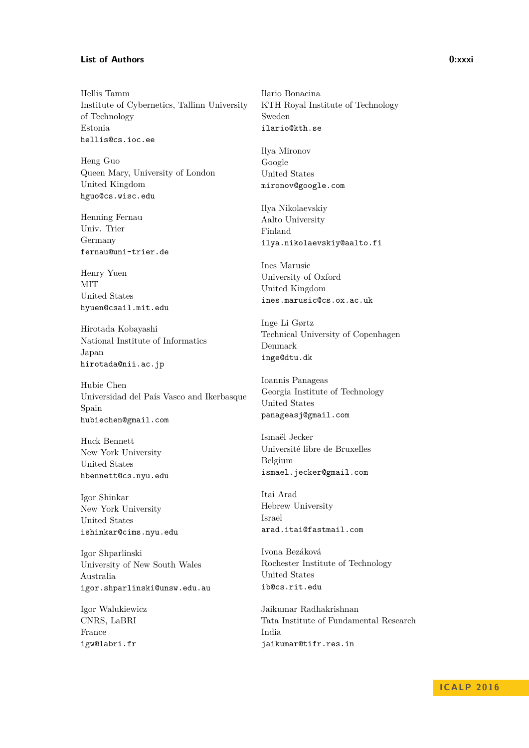Hellis Tamm
Institute of Cybernetics, Tallinn University of Technology
Estonia
hellis@cs.ioc.ee

Heng Guo
Queen Mary, University of London
United Kingdom
hguo@cs.wisc.edu

Henning Fernau
Univ. Trier
Germany
fernau@uni-trier.de

Henry Yuen
MIT
United States
hyuen@csail.mit.edu

Hirotada Kobayashi
National Institute of Informatics
Japan
hirotada@nii.ac.jp

Hubie Chen
Universidad del País Vasco and Ikerbasque
Spain
hubiechen@gmail.com

Huck Bennett
New York University
United States
hbennett@cs.nyu.edu

Igor Shinkar
New York University
United States
ishinkar@cims.nyu.edu

Igor Shparlinski
University of New South Wales
Australia
igor.shparlinski@unsw.edu.au

Igor Walukiewicz
CNRS, LaBRI
France
igw@labri.fr

Ilario Bonacina
KTH Royal Institute of Technology
Sweden
ilario@kth.se

Ilya Mironov
Google
United States
mironov@google.com

Ilya Nikolaevskiy
Aalto University
Finland
ilya.nikolaevskiy@aalto.fi

Ines Marusic
University of Oxford
United Kingdom
ines.marusic@cs.ox.ac.uk

Inge Li Gørtz
Technical University of Copenhagen
Denmark
inge@dtu.dk

Ioannis Panageas
Georgia Institute of Technology
United States
panageasj@gmail.com

Ismaël Jecker
Université libre de Bruxelles
Belgium
ismael.jecker@gmail.com

Itai Arad
Hebrew University
Israel
arad.itai@fastmail.com

Ivona Bezáková
Rochester Institute of Technology
United States
ib@cs.rit.edu

Jaikumar Radhakrishnan
Tata Institute of Fundamental Research
India
jaikumar@tifr.res.in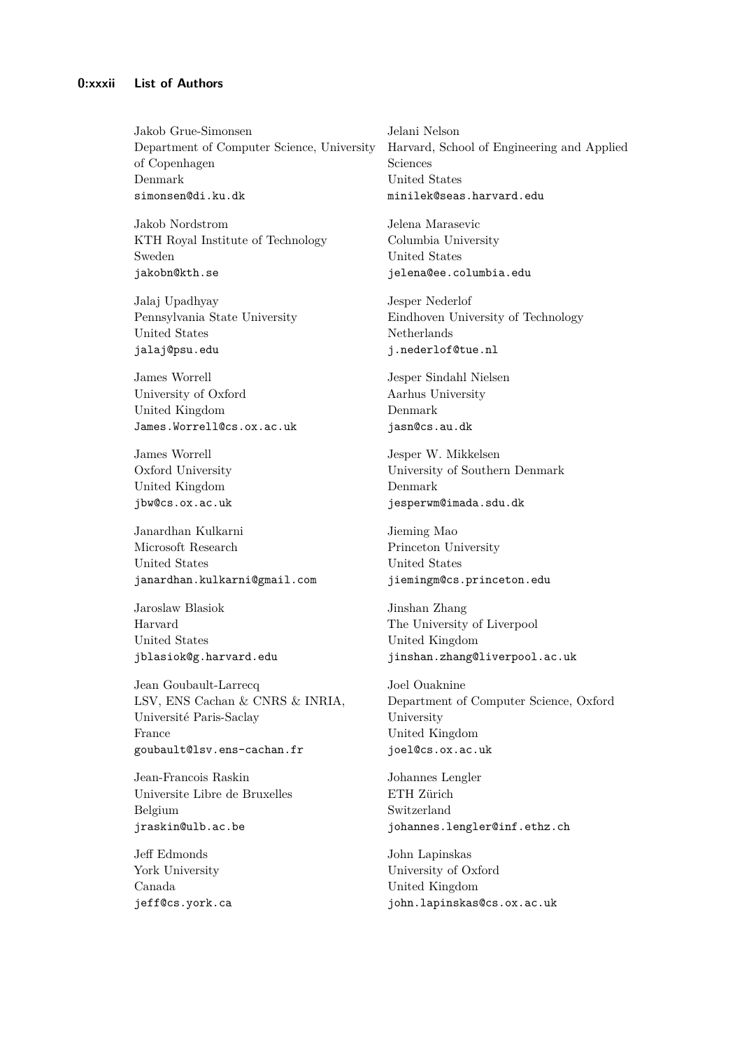Jakob Grue-Simonsen
Department of Computer Science, University of Copenhagen
Denmark
simonsen@di.ku.dk

Jakob Nordstrom
KTH Royal Institute of Technology
Sweden
jakobn@kth.se

Jalaj Upadhyay
Pennsylvania State University
United States
jalaj@psu.edu

James Worrell
University of Oxford
United Kingdom
James.Worrell@cs.ox.ac.uk

James Worrell
Oxford University
United Kingdom
jbw@cs.ox.ac.uk

Janardhan Kulkarni
Microsoft Research
United States
janardhan.kulkarni@gmail.com

Jaroslaw Blasiok
Harvard
United States
jblasiok@g.harvard.edu

Jean Goubault-Larrecq
LSV, ENS Cachan & CNRS & INRIA, Université Paris-Saclay
France
goubault@lsv.ens-cachan.fr

Jean-Francois Raskin
Universite Libre de Bruxelles
Belgium
jraskin@ulb.ac.be

Jeff Edmonds
York University
Canada
jeff@cs.york.ca

Jelani Nelson
Harvard, School of Engineering and Applied Sciences
United States
minilek@seas.harvard.edu

Jelena Marasevic
Columbia University
United States
jelena@ee.columbia.edu

Jesper Nederlof
Eindhoven University of Technology
Netherlands
j.nederlof@tue.nl

Jesper Sindahl Nielsen
Aarhus University
Denmark
jasn@cs.au.dk

Jesper W. Mikkelsen
University of Southern Denmark
Denmark
jesperwm@imada.sdu.dk

Jieming Mao
Princeton University
United States
jiemingm@cs.princeton.edu

Jinshan Zhang
The University of Liverpool
United Kingdom
jinshan.zhang@liverpool.ac.uk

Joel Ouaknine
Department of Computer Science, Oxford University
United Kingdom
joel@cs.ox.ac.uk

Johannes Lengler
ETH Zürich
Switzerland
johannes.lengler@inf.ethz.ch

John Lapinskas
University of Oxford
United Kingdom
john.lapinskas@cs.ox.ac.uk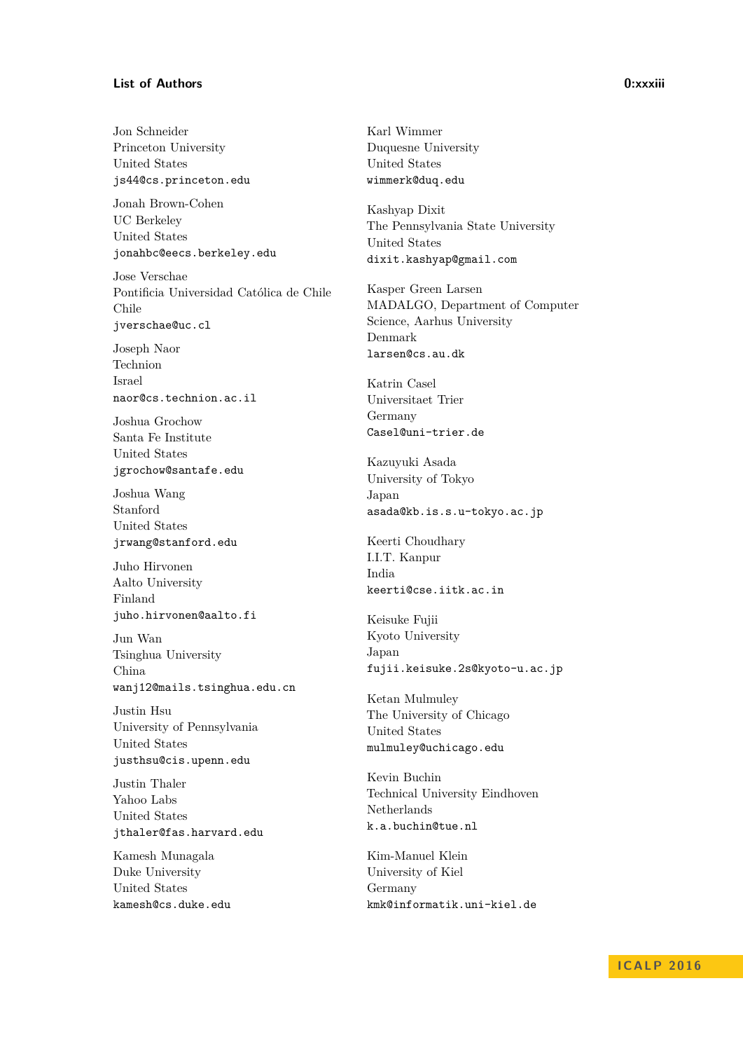Jon Schneider
Princeton University
United States
js44@cs.princeton.edu

Jonah Brown-Cohen
UC Berkeley
United States
jonahbc@eecs.berkeley.edu

Jose Verschae
Pontificia Universidad Católica de Chile
Chile
jverschae@uc.cl

Joseph Naor
Technion
Israel
naor@cs.technion.ac.il

Joshua Grochow
Santa Fe Institute
United States
jgrochow@santafe.edu

Joshua Wang
Stanford
United States
jrwang@stanford.edu

Juho Hirvonen
Aalto University
Finland
juho.hirvonen@aalto.fi

Jun Wan
Tsinghua University
China
wanj12@mails.tsinghua.edu.cn

Justin Hsu
University of Pennsylvania
United States
justhsu@cis.upenn.edu

Justin Thaler
Yahoo Labs
United States
jthaler@fas.harvard.edu

Kamesh Munagala
Duke University
United States
kamesh@cs.duke.edu

Karl Wimmer
Duquesne University
United States
wimmerk@duq.edu

Kashyap Dixit
The Pennsylvania State University
United States
dixit.kashyap@gmail.com

Kasper Green Larsen
MADALGO, Department of Computer Science, Aarhus University
Denmark
larsen@cs.au.dk

Katrin Casel
Universitaet Trier
Germany
Casel@uni-trier.de

Kazuyuki Asada
University of Tokyo
Japan
asada@kb.is.s.u-tokyo.ac.jp

Keerti Choudhary
I.I.T. Kanpur
India
keerti@cse.iitk.ac.in

Keisuke Fujii
Kyoto University
Japan
fujii.keisuke.2s@kyoto-u.ac.jp

Ketan Mulmuley
The University of Chicago
United States
mulmuley@uchicago.edu

Kevin Buchin
Technical University Eindhoven
Netherlands
k.a.buchin@tue.nl

Kim-Manuel Klein
University of Kiel
Germany
kmk@informatik.uni-kiel.de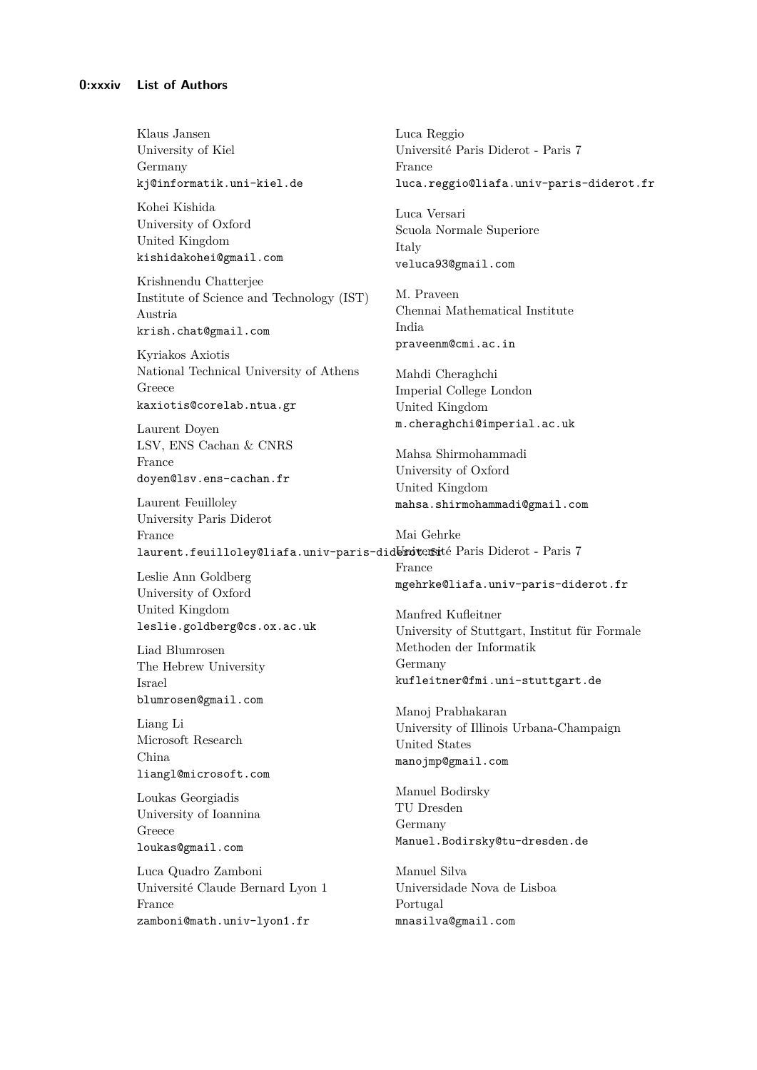Klaus Jansen
University of Kiel
Germany
kj@informatik.uni-kiel.de

Kohei Kishida
University of Oxford
United Kingdom
kishidakohei@gmail.com

Krishnendu Chatterjee
Institute of Science and Technology (IST)
Austria
krish.chat@gmail.com

Kyriakos Axiotis
National Technical University of Athens
Greece
kaxiotis@corelab.ntua.gr

Laurent Doyen
LSV, ENS Cachan & CNRS
France
doyen@lsv.ens-cachan.fr

Laurent Feuilloley
University Paris Diderot
France
laurent.feuilloley@liafa.univ-paris-diderot.fr

Leslie Ann Goldberg
University of Oxford
United Kingdom
leslie.goldberg@cs.ox.ac.uk

Liad Blumrosen
The Hebrew University
Israel
blumrosen@gmail.com

Liang Li
Microsoft Research
China
liangl@microsoft.com

Loukas Georgiadis
University of Ioannina
Greece
loukas@gmail.com

Luca Quadro Zamboni
Université Claude Bernard Lyon 1
France
zamboni@math.univ-lyon1.fr

Luca Reggio
Université Paris Diderot - Paris 7
France
luca.reggio@liafa.univ-paris-diderot.fr

Luca Versari
Scuola Normale Superiore
Italy
veluca93@gmail.com

M. Praveen
Chennai Mathematical Institute
India
praveenm@cmi.ac.in

Mahdi Cheraghchi
Imperial College London
United Kingdom
m.cheraghchi@imperial.ac.uk

Mahsa Shirmohammadi
University of Oxford
United Kingdom
mahsa.shirmohammadi@gmail.com

Mai Gehrke
Université Paris Diderot - Paris 7
France
mgehrke@liafa.univ-paris-diderot.fr

Manfred Kufleitner
University of Stuttgart, Institut für Formale Methoden der Informatik
Germany
kufleitner@fmi.uni-stuttgart.de

Manoj Prabhakaran
University of Illinois Urbana-Champaign
United States
manojmp@gmail.com

Manuel Bodirsky
TU Dresden
Germany
Manuel.Bodirsky@tu-dresden.de

Manuel Silva
Universidade Nova de Lisboa
Portugal
mnasilva@gmail.com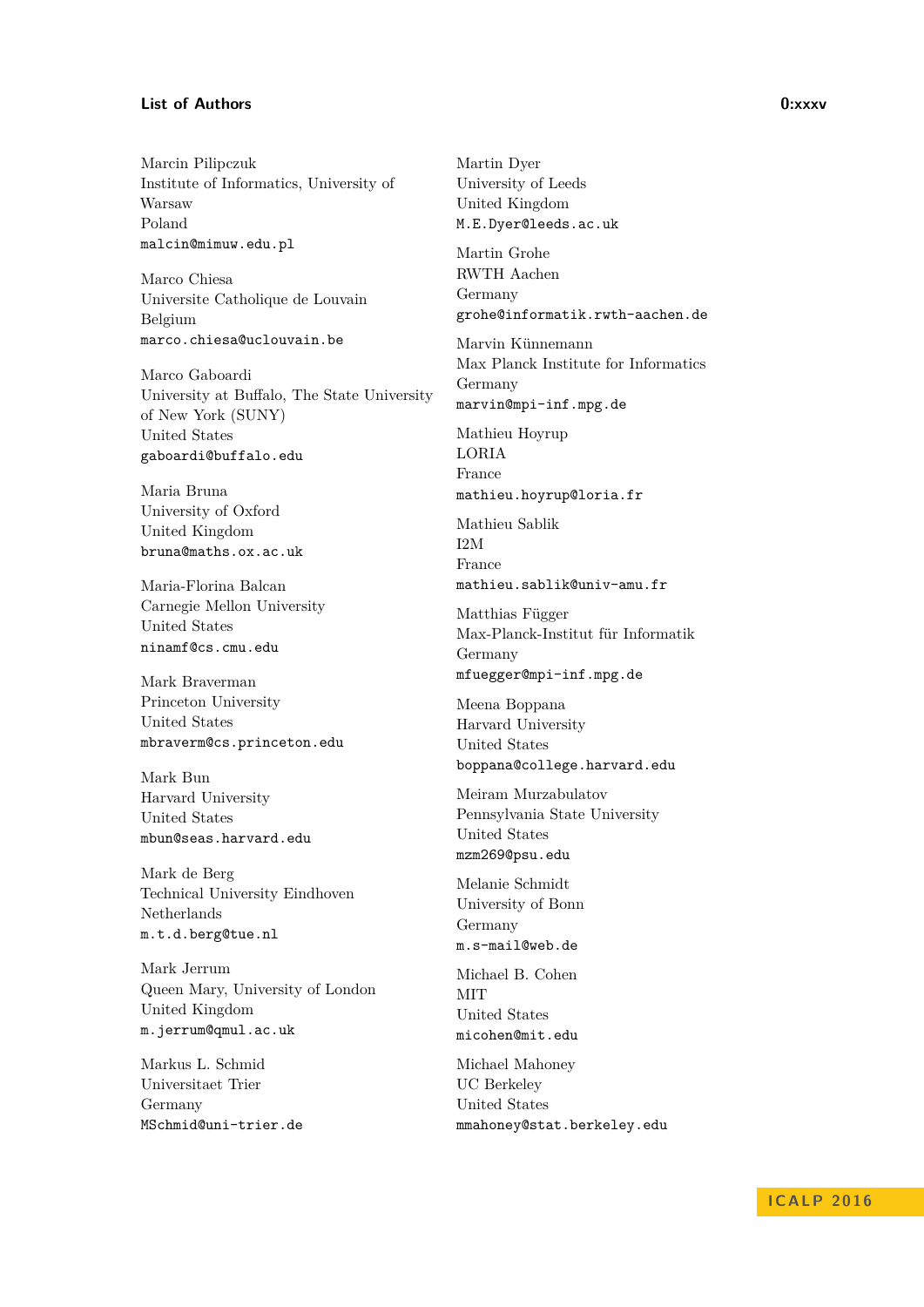Marcin Pilipczuk
Institute of Informatics, University of Warsaw
Poland
malcin@mimuw.edu.pl

Marco Chiesa
Universite Catholique de Louvain
Belgium
marco.chiesa@uclouvain.be

Marco Gaboardi
University at Buffalo, The State University of New York (SUNY)
United States
gaboardi@buffalo.edu

Maria Bruna
University of Oxford
United Kingdom
bruna@maths.ox.ac.uk

Maria-Florina Balcan
Carnegie Mellon University
United States
ninamf@cs.cmu.edu

Mark Braverman
Princeton University
United States
mbraverm@cs.princeton.edu

Mark Bun
Harvard University
United States
mbun@seas.harvard.edu

Mark de Berg
Technical University Eindhoven
Netherlands
m.t.d.berg@tue.nl

Mark Jerrum
Queen Mary, University of London
United Kingdom
m.jerrum@qmul.ac.uk

Markus L. Schmid
Universitaet Trier
Germany
MSchmid@uni-trier.de

Martin Dyer
University of Leeds
United Kingdom
M.E.Dyer@leeds.ac.uk

Martin Grohe
RWTH Aachen
Germany
grohe@informatik.rwth-aachen.de

Marvin Künnemann
Max Planck Institute for Informatics
Germany
marvin@mpi-inf.mpg.de

Mathieu Hoyrup
LORIA
France
mathieu.hoyrup@loria.fr

Mathieu Sablik
I2M
France
mathieu.sablik@univ-amu.fr

Matthias Függer
Max-Planck-Institut für Informatik
Germany
mfuegger@mpi-inf.mpg.de

Meena Boppana
Harvard University
United States
boppana@college.harvard.edu

Meiram Murzabulatov
Pennsylvania State University
United States
mzm269@psu.edu

Melanie Schmidt
University of Bonn
Germany
m.s-mail@web.de

Michael B. Cohen
MIT
United States
micohen@mit.edu

Michael Mahoney
UC Berkeley
United States
mmahoney@stat.berkeley.edu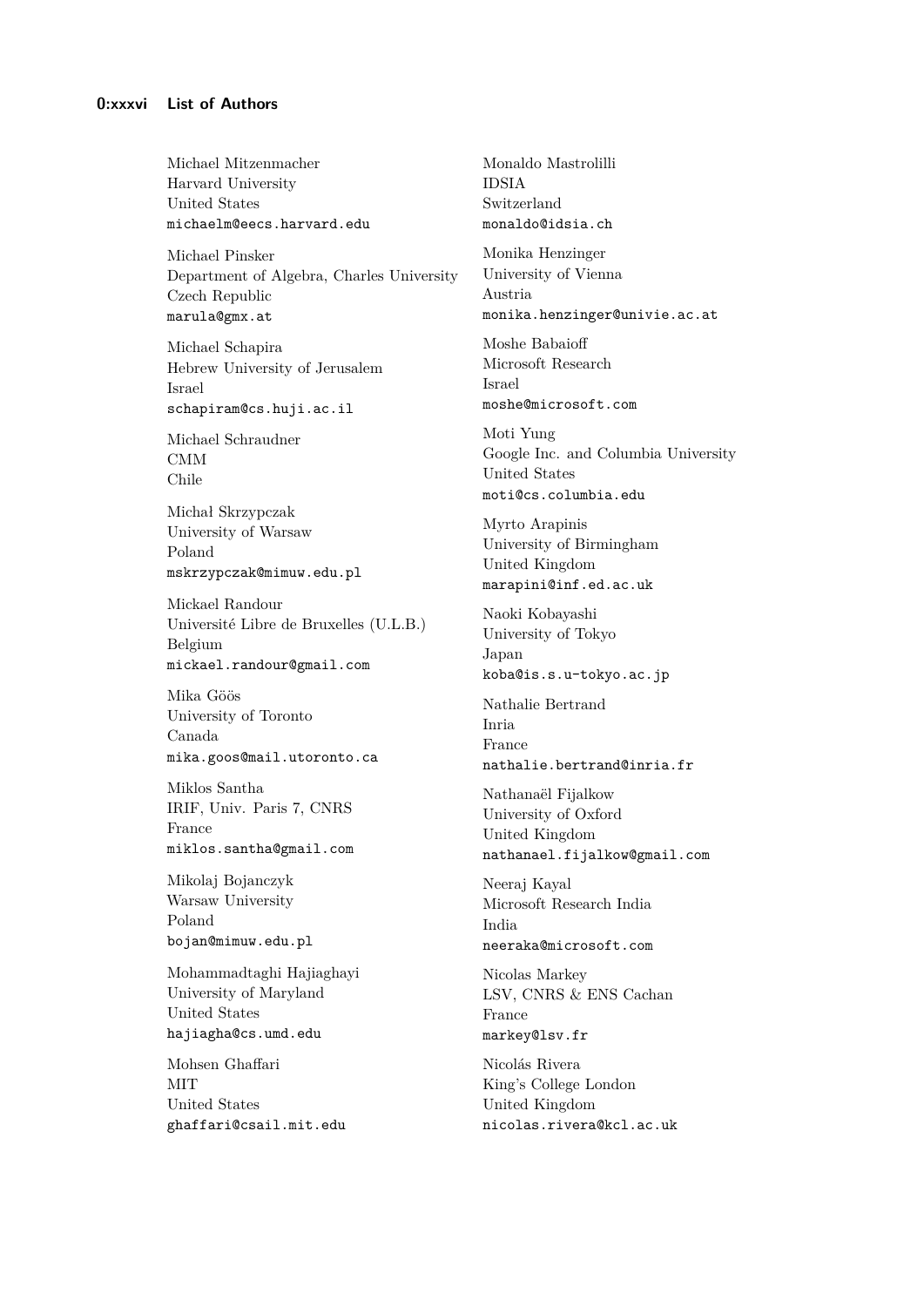Michael Mitzenmacher
Harvard University
United States
michaelm@eecs.harvard.edu

Michael Pinsker
Department of Algebra, Charles University
Czech Republic
marula@gmx.at

Michael Schapira
Hebrew University of Jerusalem
Israel
schapiram@cs.huji.ac.il

Michael Schraudner
CMM
Chile

Michał Skrzypczak
University of Warsaw
Poland
mskrzypczak@mimuw.edu.pl

Mickael Randour
Université Libre de Bruxelles (U.L.B.)
Belgium
mickael.randour@gmail.com

Mika Göös
University of Toronto
Canada
mika.goos@mail.utoronto.ca

Miklos Santha
IRIF, Univ. Paris 7, CNRS
France
miklos.santha@gmail.com

Mikolaj Bojanczyk
Warsaw University
Poland
bojan@mimuw.edu.pl

Mohammadtaghi Hajiaghayi
University of Maryland
United States
hajiagha@cs.umd.edu

Mohsen Ghaffari
MIT
United States
ghaffari@csail.mit.edu

Monaldo Mastrolilli
IDSIA
Switzerland
monaldo@idsia.ch

Monika Henzinger
University of Vienna
Austria
monika.henzinger@univie.ac.at

Moshe Babaioff
Microsoft Research
Israel
moshe@microsoft.com

Moti Yung
Google Inc. and Columbia University
United States
moti@cs.columbia.edu

Myrto Arapinis
University of Birmingham
United Kingdom
marapini@inf.ed.ac.uk

Naoki Kobayashi
University of Tokyo
Japan
koba@is.s.u-tokyo.ac.jp

Nathalie Bertrand
Inria
France
nathalie.bertrand@inria.fr

Nathanaël Fijalkow
University of Oxford
United Kingdom
nathanael.fijalkow@gmail.com

Neeraj Kayal
Microsoft Research India
India
neeraka@microsoft.com

Nicolas Markey
LSV, CNRS & ENS Cachan
France
markey@lsv.fr

Nicolás Rivera
King's College London
United Kingdom
nicolas.rivera@kcl.ac.uk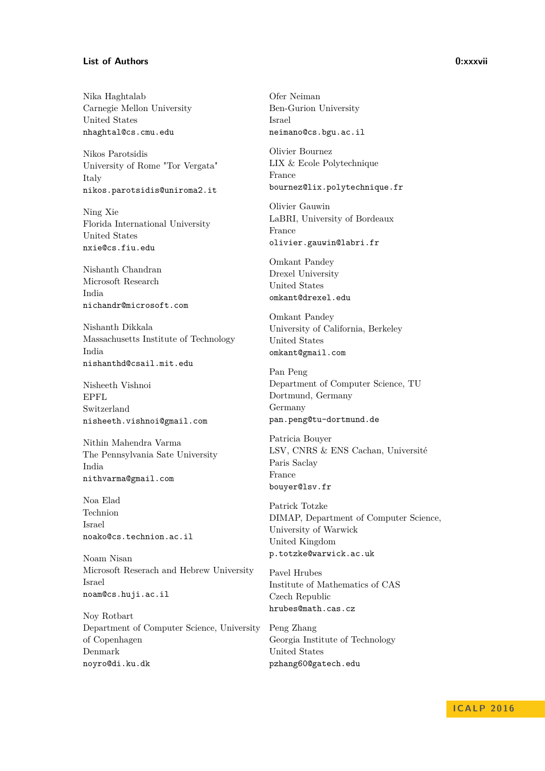Nika Haghtalab
Carnegie Mellon University
United States
nhaghtal@cs.cmu.edu

Nikos Parotsidis
University of Rome "Tor Vergata"
Italy
nikos.parotsidis@uniroma2.it

Ning Xie
Florida International University
United States
nxie@cs.fiu.edu

Nishanth Chandran
Microsoft Research
India
nichandr@microsoft.com

Nishanth Dikkala
Massachusetts Institute of Technology
India
nishanthd@csail.mit.edu

Nisheeth Vishnoi
EPFL
Switzerland
nisheeth.vishnoi@gmail.com

Nithin Mahendra Varma
The Pennsylvania Sate University
India
nithvarma@gmail.com

Noa Elad
Technion
Israel
noako@cs.technion.ac.il

Noam Nisan
Microsoft Reserach and Hebrew University
Israel
noam@cs.huji.ac.il

Noy Rotbart
Department of Computer Science, University of Copenhagen
Denmark
noyro@di.ku.dk

Ofer Neiman
Ben-Gurion University
Israel
neimano@cs.bgu.ac.il

Olivier Bournez
LIX & Ecole Polytechnique
France
bournez@lix.polytechnique.fr

Olivier Gauwin
LaBRI, University of Bordeaux
France
olivier.gauwin@labri.fr

Omkant Pandey
Drexel University
United States
omkant@drexel.edu

Omkant Pandey
University of California, Berkeley
United States
omkant@gmail.com

Pan Peng
Department of Computer Science, TU Dortmund, Germany
Germany
pan.peng@tu-dortmund.de

Patricia Bouyer
LSV, CNRS & ENS Cachan, Université Paris Saclay
France
bouyer@lsv.fr

Patrick Totzke
DIMAP, Department of Computer Science, University of Warwick
United Kingdom
p.totzke@warwick.ac.uk

Pavel Hrubes
Institute of Mathematics of CAS
Czech Republic
hrubes@math.cas.cz

Peng Zhang
Georgia Institute of Technology
United States
pzhang60@gatech.edu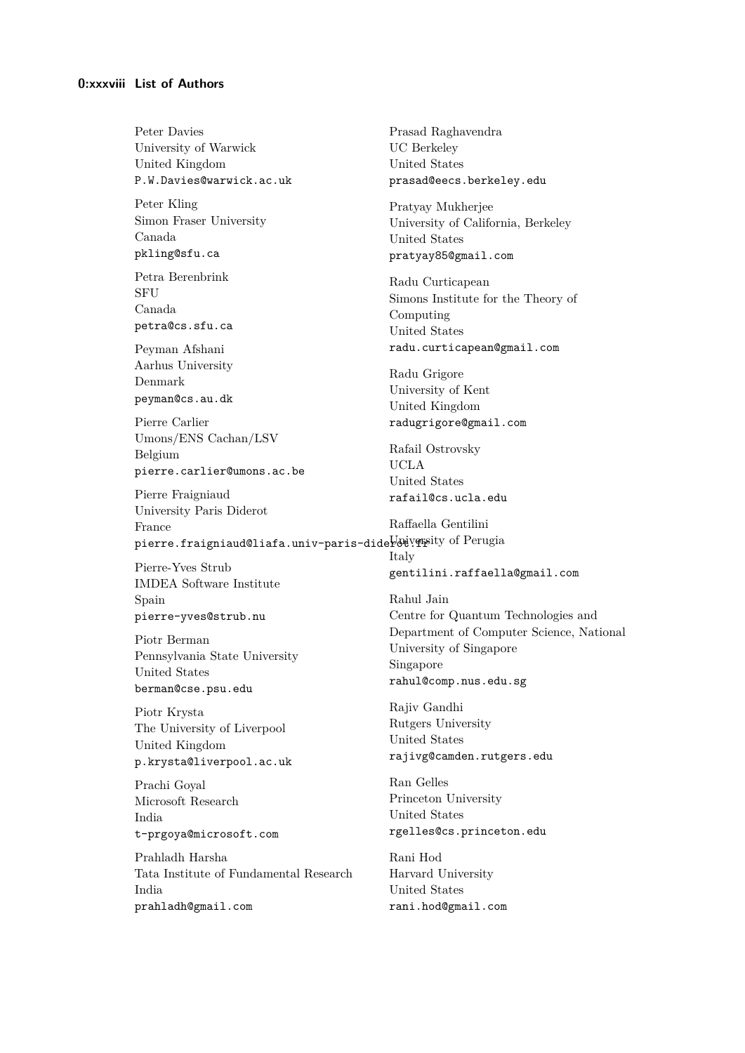Peter Davies
University of Warwick
United Kingdom
P.W.Davies@warwick.ac.uk

Peter Kling
Simon Fraser University
Canada
pkling@sfu.ca

Petra Berenbrink
SFU
Canada
petra@cs.sfu.ca

Peyman Afshani
Aarhus University
Denmark
peyman@cs.au.dk

Pierre Carlier
Umons/ENS Cachan/LSV
Belgium
pierre.carlier@umons.ac.be

Pierre Fraigniaud
University Paris Diderot
France
pierre.fraigniaud@liafa.univ-paris-diderot.fr

Pierre-Yves Strub
IMDEA Software Institute
Spain
pierre-yves@strub.nu

Piotr Berman
Pennsylvania State University
United States
berman@cse.psu.edu

Piotr Krysta
The University of Liverpool
United Kingdom
p.krysta@liverpool.ac.uk

Prachi Goyal
Microsoft Research
India
t-prgoya@microsoft.com

Prahladh Harsha
Tata Institute of Fundamental Research
India
prahladh@gmail.com

Prasad Raghavendra
UC Berkeley
United States
prasad@eecs.berkeley.edu

Pratyay Mukherjee
University of California, Berkeley
United States
pratyay85@gmail.com

Radu Curticapean
Simons Institute for the Theory of Computing
United States
radu.curticapean@gmail.com

Radu Grigore
University of Kent
United Kingdom
radugrigore@gmail.com

Rafail Ostrovsky
UCLA
United States
rafail@cs.ucla.edu

Raffaella Gentilini
University of Perugia
Italy
gentilini.raffaella@gmail.com

Rahul Jain
Centre for Quantum Technologies and Department of Computer Science, National University of Singapore
Singapore
rahul@comp.nus.edu.sg

Rajiv Gandhi
Rutgers University
United States
rajivg@camden.rutgers.edu

Ran Gelles
Princeton University
United States
rgelles@cs.princeton.edu

Rani Hod
Harvard University
United States
rani.hod@gmail.com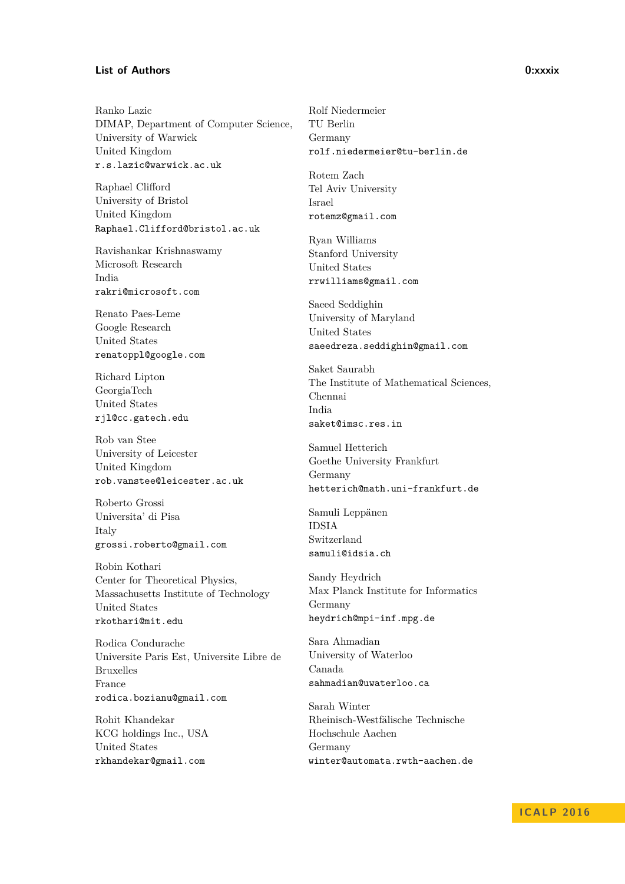Ranko Lazic
DIMAP, Department of Computer Science, University of Warwick
United Kingdom
r.s.lazic@warwick.ac.uk

Raphael Clifford
University of Bristol
United Kingdom
Raphael.Clifford@bristol.ac.uk

Ravishankar Krishnaswamy
Microsoft Research
India
rakri@microsoft.com

Renato Paes-Leme
Google Research
United States
renatoppl@google.com

Richard Lipton
GeorgiaTech
United States
rjl@cc.gatech.edu

Rob van Stee
University of Leicester
United Kingdom
rob.vanstee@leicester.ac.uk

Roberto Grossi
Universita' di Pisa
Italy
grossi.roberto@gmail.com

Robin Kothari
Center for Theoretical Physics, Massachusetts Institute of Technology
United States
rkothari@mit.edu

Rodica Condurache
Universite Paris Est, Universite Libre de Bruxelles
France
rodica.bozianu@gmail.com

Rohit Khandekar
KCG holdings Inc., USA
United States
rkhandekar@gmail.com

Rolf Niedermeier
TU Berlin
Germany
rolf.niedermeier@tu-berlin.de

Rotem Zach
Tel Aviv University
Israel
rotemz@gmail.com

Ryan Williams
Stanford University
United States
rrwilliams@gmail.com

Saeed Seddighin
University of Maryland
United States
saeedreza.seddighin@gmail.com

Saket Saurabh
The Institute of Mathematical Sciences, Chennai
India
saket@imsc.res.in

Samuel Hetterich
Goethe University Frankfurt
Germany
hetterich@math.uni-frankfurt.de

Samuli Leppänen
IDSIA
Switzerland
samuli@idsia.ch

Sandy Heydrich
Max Planck Institute for Informatics
Germany
heydrich@mpi-inf.mpg.de

Sara Ahmadian
University of Waterloo
Canada
sahmadian@uwaterloo.ca

Sarah Winter
Rheinisch-Westfälische Technische Hochschule Aachen
Germany
winter@automata.rwth-aachen.de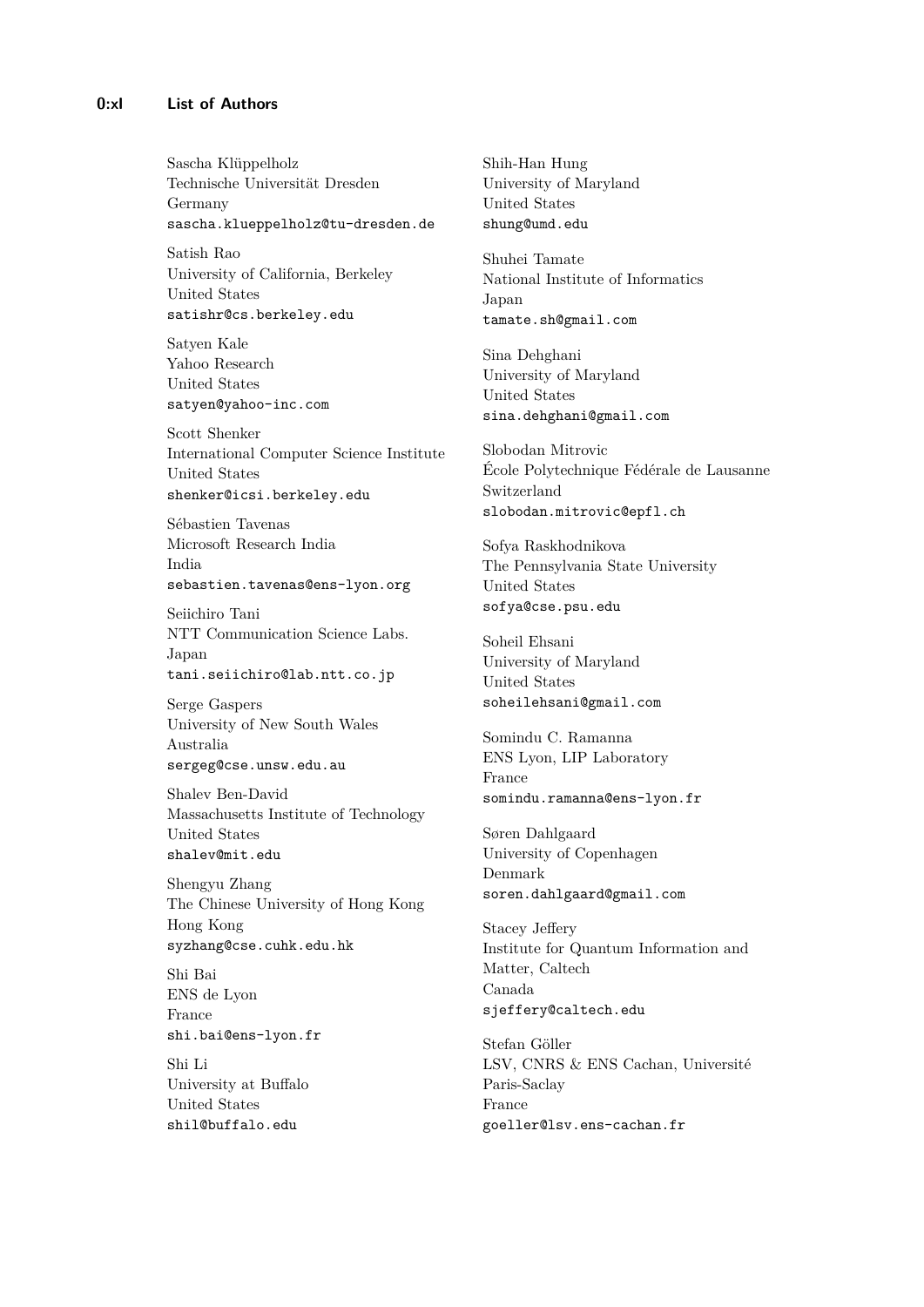Sascha Klüppelholz
Technische Universität Dresden
Germany
sascha.klueppelholz@tu-dresden.de

Satish Rao
University of California, Berkeley
United States
satishr@cs.berkeley.edu

Satyen Kale
Yahoo Research
United States
satyen@yahoo-inc.com

Scott Shenker
International Computer Science Institute
United States
shenker@icsi.berkeley.edu

Sébastien Tavenas
Microsoft Research India
India
sebastien.tavenas@ens-lyon.org

Seiichiro Tani
NTT Communication Science Labs.
Japan
tani.seiichiro@lab.ntt.co.jp

Serge Gaspers
University of New South Wales
Australia
sergeg@cse.unsw.edu.au

Shalev Ben-David
Massachusetts Institute of Technology
United States
shalev@mit.edu

Shengyu Zhang
The Chinese University of Hong Kong
Hong Kong
syzhang@cse.cuhk.edu.hk

Shi Bai
ENS de Lyon
France
shi.bai@ens-lyon.fr

Shi Li
University at Buffalo
United States
shil@buffalo.edu

Shih-Han Hung
University of Maryland
United States
shung@umd.edu

Shuhei Tamate
National Institute of Informatics
Japan
tamate.sh@gmail.com

Sina Dehghani
University of Maryland
United States
sina.dehghani@gmail.com

Slobodan Mitrovic
École Polytechnique Fédérale de Lausanne
Switzerland
slobodan.mitrovic@epfl.ch

Sofya Raskhodnikova
The Pennsylvania State University
United States
sofya@cse.psu.edu

Soheil Ehsani
University of Maryland
United States
soheilehsani@gmail.com

Somindu C. Ramanna
ENS Lyon, LIP Laboratory
France
somindu.ramanna@ens-lyon.fr

Søren Dahlgaard
University of Copenhagen
Denmark
soren.dahlgaard@gmail.com

Stacey Jeffery
Institute for Quantum Information and Matter, Caltech
Canada
sjeffery@caltech.edu

Stefan Göller
LSV, CNRS & ENS Cachan, Université Paris-Saclay
France
goeller@lsv.ens-cachan.fr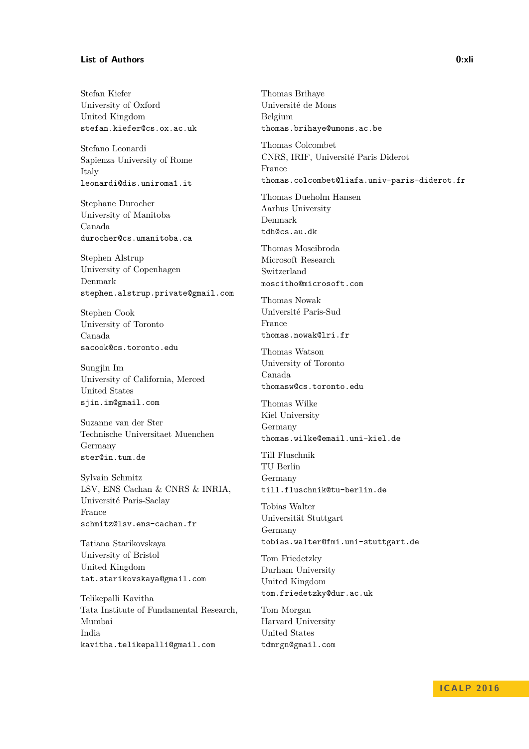Stefan Kiefer
University of Oxford
United Kingdom
stefan.kiefer@cs.ox.ac.uk

Stefano Leonardi
Sapienza University of Rome
Italy
leonardi@dis.uniroma1.it

Stephane Durocher
University of Manitoba
Canada
durocher@cs.umanitoba.ca

Stephen Alstrup
University of Copenhagen
Denmark
stephen.alstrup.private@gmail.com

Stephen Cook
University of Toronto
Canada
sacook@cs.toronto.edu

Sungjin Im
University of California, Merced
United States
sjin.im@gmail.com

Suzanne van der Ster
Technische Universitaet Muenchen
Germany
ster@in.tum.de

Sylvain Schmitz
LSV, ENS Cachan & CNRS & INRIA, Université Paris-Saclay
France
schmitz@lsv.ens-cachan.fr

Tatiana Starikovskaya
University of Bristol
United Kingdom
tat.starikovskaya@gmail.com

Telikepalli Kavitha
Tata Institute of Fundamental Research, Mumbai
India
kavitha.telikepalli@gmail.com

Thomas Brihaye
Université de Mons
Belgium
thomas.brihaye@umons.ac.be

Thomas Colcombet
CNRS, IRIF, Université Paris Diderot
France
thomas.colcombet@liafa.univ-paris-diderot.fr

Thomas Dueholm Hansen
Aarhus University
Denmark
tdh@cs.au.dk

Thomas Moscibroda
Microsoft Research
Switzerland
moscitho@microsoft.com

Thomas Nowak
Université Paris-Sud
France
thomas.nowak@lri.fr

Thomas Watson
University of Toronto
Canada
thomasw@cs.toronto.edu

Thomas Wilke
Kiel University
Germany
thomas.wilke@email.uni-kiel.de

Till Fluschnik
TU Berlin
Germany
till.fluschnik@tu-berlin.de

Tobias Walter
Universität Stuttgart
Germany
tobias.walter@fmi.uni-stuttgart.de

Tom Friedetzky
Durham University
United Kingdom
tom.friedetzky@dur.ac.uk

Tom Morgan
Harvard University
United States
tdmrgn@gmail.com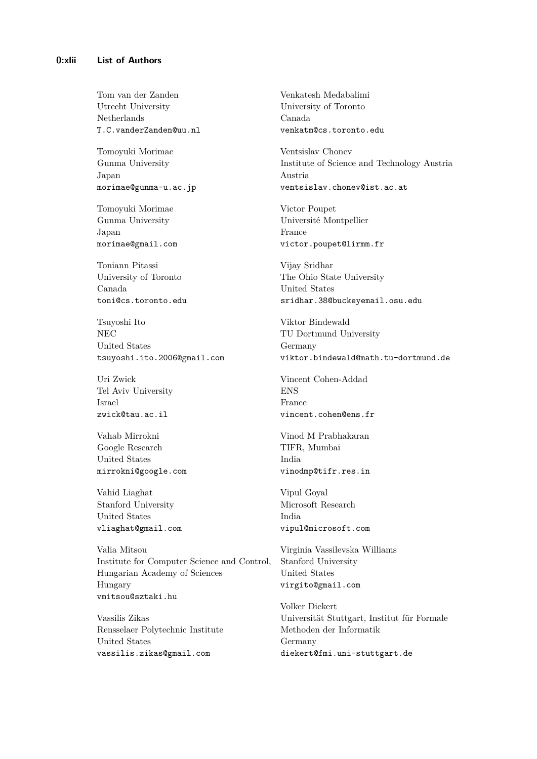Tom van der Zanden
Utrecht University
Netherlands
T.C.vanderZanden@uu.nl

Tomoyuki Morimae
Gunma University
Japan
morimae@gunma-u.ac.jp

Tomoyuki Morimae
Gunma University
Japan
morimae@gmail.com

Toniann Pitassi
University of Toronto
Canada
toni@cs.toronto.edu

Tsuyoshi Ito
NEC
United States
tsuyoshi.ito.2006@gmail.com

Uri Zwick
Tel Aviv University
Israel
zwick@tau.ac.il

Vahab Mirrokni
Google Research
United States
mirrokni@google.com

Vahid Liaghat
Stanford University
United States
vliaghat@gmail.com

Valia Mitsou
Institute for Computer Science and Control, Hungarian Academy of Sciences
Hungary
vmitsou@sztaki.hu

Vassilis Zikas
Rensselaer Polytechnic Institute
United States
vassilis.zikas@gmail.com

Venkatesh Medabalimi
University of Toronto
Canada
venkatm@cs.toronto.edu

Ventsislav Chonev
Institute of Science and Technology Austria
Austria
ventsislav.chonev@ist.ac.at

Victor Poupet
Université Montpellier
France
victor.poupet@lirmm.fr

Vijay Sridhar
The Ohio State University
United States
sridhar.38@buckeyemail.osu.edu

Viktor Bindewald
TU Dortmund University
Germany
viktor.bindewald@math.tu-dortmund.de

Vincent Cohen-Addad
ENS
France
vincent.cohen@ens.fr

Vinod M Prabhakaran
TIFR, Mumbai
India
vinodmp@tifr.res.in

Vipul Goyal
Microsoft Research
India
vipul@microsoft.com

Virginia Vassilevska Williams
Stanford University
United States
virgito@gmail.com

Volker Diekert
Universität Stuttgart, Institut für Formale Methoden der Informatik
Germany
diekert@fmi.uni-stuttgart.de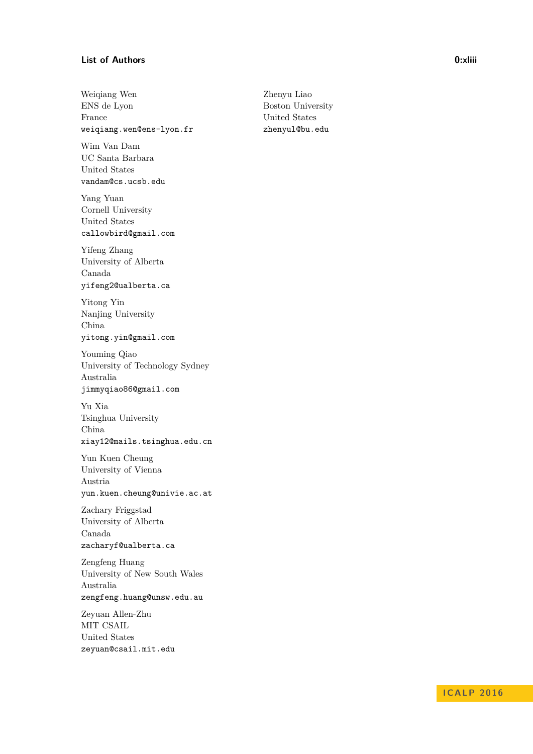Weiqiang Wen
ENS de Lyon
France
weiqiang.wen@ens-lyon.fr

Wim Van Dam
UC Santa Barbara
United States
vandam@cs.ucsb.edu

Yang Yuan
Cornell University
United States
callowbird@gmail.com

Yifeng Zhang
University of Alberta
Canada
yifeng2@ualberta.ca

Yitong Yin
Nanjing University
China
yitong.yin@gmail.com

Youming Qiao
University of Technology Sydney
Australia
jimmyqiao86@gmail.com

Yu Xia
Tsinghua University
China
xiay12@mails.tsinghua.edu.cn

Yun Kuen Cheung
University of Vienna
Austria
yun.kuen.cheung@univie.ac.at

Zachary Friggstad
University of Alberta
Canada
zacharyf@ualberta.ca

Zengfeng Huang
University of New South Wales
Australia
zengfeng.huang@unsw.edu.au

Zeyuan Allen-Zhu
MIT CSAIL
United States
zeyuan@csail.mit.edu

Zhenyu Liao
Boston University
United States
zhenyul@bu.edu